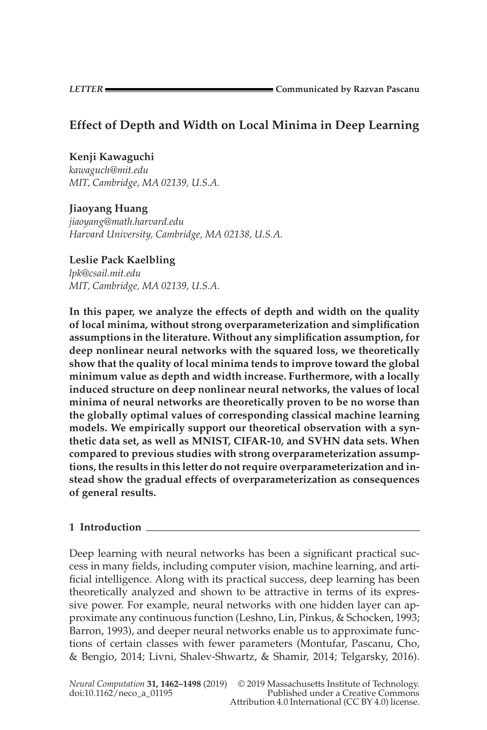LETTER — Communicated by Razvan Pascanu

# Effect of Depth and Width on Local Minima in Deep Learning

**Kenji Kawaguchi**
*kawaguch@mit.edu*
*MIT, Cambridge, MA 02139, U.S.A.*

**Jiaoyang Huang**
*jiaoyang@math.harvard.edu*
*Harvard University, Cambridge, MA 02138, U.S.A.*

**Leslie Pack Kaelbling**
*lpk@csail.mit.edu*
*MIT, Cambridge, MA 02139, U.S.A.*

**In this paper, we analyze the effects of depth and width on the quality of local minima, without strong overparameterization and simplification assumptions in the literature. Without any simplification assumption, for deep nonlinear neural networks with the squared loss, we theoretically show that the quality of local minima tends to improve toward the global minimum value as depth and width increase. Furthermore, with a locally induced structure on deep nonlinear neural networks, the values of local minima of neural networks are theoretically proven to be no worse than the globally optimal values of corresponding classical machine learning models. We empirically support our theoretical observation with a synthetic data set, as well as MNIST, CIFAR-10, and SVHN data sets. When compared to previous studies with strong overparameterization assumptions, the results in this letter do not require overparameterization and instead show the gradual effects of overparameterization as consequences of general results.**

## 1 Introduction

Deep learning with neural networks has been a significant practical success in many fields, including computer vision, machine learning, and artificial intelligence. Along with its practical success, deep learning has been theoretically analyzed and shown to be attractive in terms of its expressive power. For example, neural networks with one hidden layer can approximate any continuous function (Leshno, Lin, Pinkus, & Schocken, 1993; Barron, 1993), and deeper neural networks enable us to approximate functions of certain classes with fewer parameters (Montufar, Pascanu, Cho, & Bengio, 2014; Livni, Shalev-Shwartz, & Shamir, 2014; Telgarsky, 2016).

*Neural Computation* **31, 1462–1498** (2019) doi:10.1162/neco_a_01195
© 2019 Massachusetts Institute of Technology. Published under a Creative Commons Attribution 4.0 International (CC BY 4.0) license.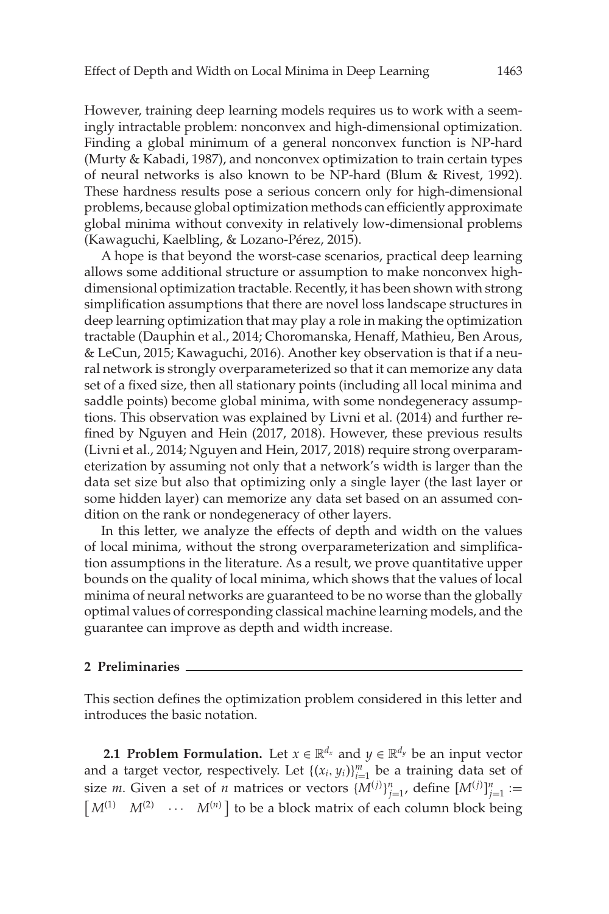However, training deep learning models requires us to work with a seemingly intractable problem: nonconvex and high-dimensional optimization. Finding a global minimum of a general nonconvex function is NP-hard (Murty & Kabadi, 1987), and nonconvex optimization to train certain types of neural networks is also known to be NP-hard (Blum & Rivest, 1992). These hardness results pose a serious concern only for high-dimensional problems, because global optimization methods can efficiently approximate global minima without convexity in relatively low-dimensional problems (Kawaguchi, Kaelbling, & Lozano-Pérez, 2015).

A hope is that beyond the worst-case scenarios, practical deep learning allows some additional structure or assumption to make nonconvex high-dimensional optimization tractable. Recently, it has been shown with strong simplification assumptions that there are novel loss landscape structures in deep learning optimization that may play a role in making the optimization tractable (Dauphin et al., 2014; Choromanska, Henaff, Mathieu, Ben Arous, & LeCun, 2015; Kawaguchi, 2016). Another key observation is that if a neural network is strongly overparameterized so that it can memorize any data set of a fixed size, then all stationary points (including all local minima and saddle points) become global minima, with some nondegeneracy assumptions. This observation was explained by Livni et al. (2014) and further refined by Nguyen and Hein (2017, 2018). However, these previous results (Livni et al., 2014; Nguyen and Hein, 2017, 2018) require strong overparameterization by assuming not only that a network's width is larger than the data set size but also that optimizing only a single layer (the last layer or some hidden layer) can memorize any data set based on an assumed condition on the rank or nondegeneracy of other layers.

In this letter, we analyze the effects of depth and width on the values of local minima, without the strong overparameterization and simplification assumptions in the literature. As a result, we prove quantitative upper bounds on the quality of local minima, which shows that the values of local minima of neural networks are guaranteed to be no worse than the globally optimal values of corresponding classical machine learning models, and the guarantee can improve as depth and width increase.

## 2 Preliminaries

This section defines the optimization problem considered in this letter and introduces the basic notation.

**2.1 Problem Formulation.** Let $x \in \mathbb{R}^{d_x}$ and $y \in \mathbb{R}^{d_y}$ be an input vector and a target vector, respectively. Let $\{(x_i, y_i)\}_{i=1}^{m}$ be a training data set of size $m$. Given a set of $n$ matrices or vectors $\{M^{(j)}\}_{j=1}^{n}$, define $[M^{(j)}]_{j=1}^{n} := \begin{bmatrix} M^{(1)} & M^{(2)} & \cdots & M^{(n)} \end{bmatrix}$ to be a block matrix of each column block being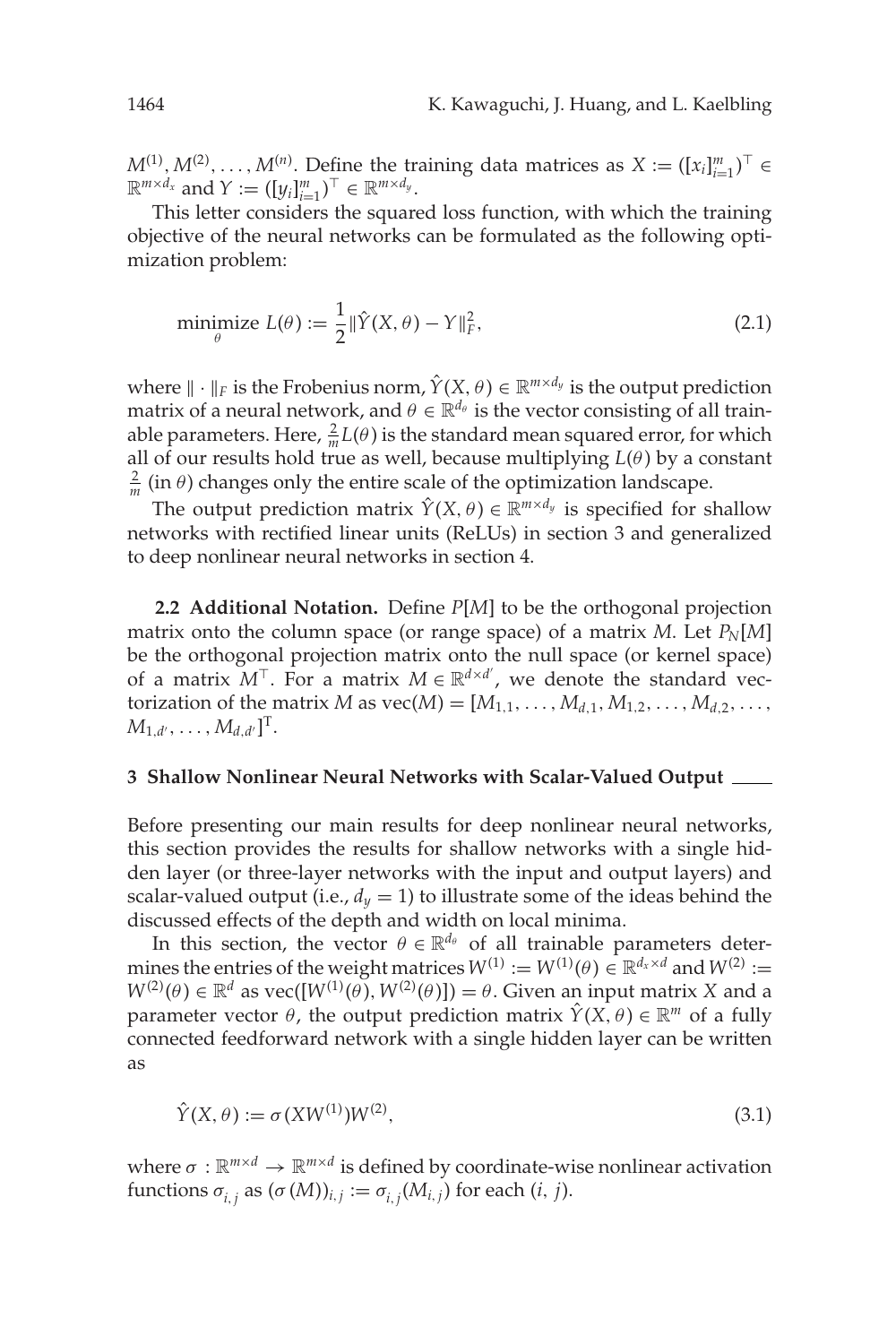$M^{(1)}, M^{(2)}, \ldots, M^{(n)}$. Define the training data matrices as $X := ([x_i]_{i=1}^m)^\top \in \mathbb{R}^{m\times d_x}$ and $Y := ([y_i]_{i=1}^m)^\top \in \mathbb{R}^{m\times d_y}$.

This letter considers the squared loss function, with which the training objective of the neural networks can be formulated as the following optimization problem:

$$\underset{\theta}{\text{minimize}}\ L(\theta) := \frac{1}{2}\|\hat{Y}(X,\theta) - Y\|_F^2, \tag{2.1}$$

where $\|\cdot\|_F$ is the Frobenius norm, $\hat{Y}(X,\theta) \in \mathbb{R}^{m\times d_y}$ is the output prediction matrix of a neural network, and $\theta \in \mathbb{R}^{d_\theta}$ is the vector consisting of all trainable parameters. Here, $\frac{2}{m}L(\theta)$ is the standard mean squared error, for which all of our results hold true as well, because multiplying $L(\theta)$ by a constant $\frac{2}{m}$ (in $\theta$) changes only the entire scale of the optimization landscape.

The output prediction matrix $\hat{Y}(X,\theta) \in \mathbb{R}^{m\times d_y}$ is specified for shallow networks with rectified linear units (ReLUs) in section 3 and generalized to deep nonlinear neural networks in section 4.

**2.2 Additional Notation.** Define $P[M]$ to be the orthogonal projection matrix onto the column space (or range space) of a matrix $M$. Let $P_N[M]$ be the orthogonal projection matrix onto the null space (or kernel space) of a matrix $M^\top$. For a matrix $M \in \mathbb{R}^{d\times d'}$, we denote the standard vectorization of the matrix $M$ as $\text{vec}(M) = [M_{1,1}, \ldots, M_{d,1}, M_{1,2}, \ldots, M_{d,2}, \ldots, M_{1,d'}, \ldots, M_{d,d'}]^{\mathrm{T}}$.

## 3 Shallow Nonlinear Neural Networks with Scalar-Valued Output

Before presenting our main results for deep nonlinear neural networks, this section provides the results for shallow networks with a single hidden layer (or three-layer networks with the input and output layers) and scalar-valued output (i.e., $d_y = 1$) to illustrate some of the ideas behind the discussed effects of the depth and width on local minima.

In this section, the vector $\theta \in \mathbb{R}^{d_\theta}$ of all trainable parameters determines the entries of the weight matrices $W^{(1)} := W^{(1)}(\theta) \in \mathbb{R}^{d_x\times d}$ and $W^{(2)} := W^{(2)}(\theta) \in \mathbb{R}^{d}$ as $\text{vec}([W^{(1)}(\theta), W^{(2)}(\theta)]) = \theta$. Given an input matrix $X$ and a parameter vector $\theta$, the output prediction matrix $\hat{Y}(X,\theta) \in \mathbb{R}^m$ of a fully connected feedforward network with a single hidden layer can be written as

$$\hat{Y}(X,\theta) := \sigma(XW^{(1)})W^{(2)}, \tag{3.1}$$

where $\sigma : \mathbb{R}^{m\times d} \to \mathbb{R}^{m\times d}$ is defined by coordinate-wise nonlinear activation functions $\sigma_{i,j}$ as $(\sigma(M))_{i,j} := \sigma_{i,j}(M_{i,j})$ for each $(i, j)$.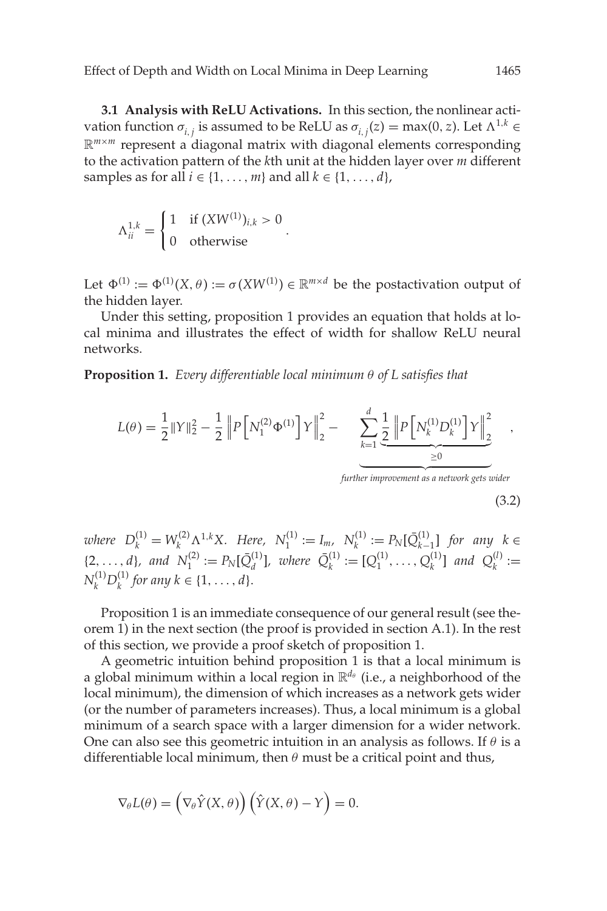**3.1 Analysis with ReLU Activations.** In this section, the nonlinear activation function $\sigma_{i,j}$ is assumed to be ReLU as $\sigma_{i,j}(z) = \max(0, z)$. Let $\Lambda^{1,k} \in \mathbb{R}^{m \times m}$ represent a diagonal matrix with diagonal elements corresponding to the activation pattern of the $k$th unit at the hidden layer over $m$ different samples as for all $i \in \{1, \ldots, m\}$ and all $k \in \{1, \ldots, d\}$,

$$\Lambda^{1,k}_{ii} = \begin{cases} 1 & \text{if } (XW^{(1)})_{i,k} > 0 \\ 0 & \text{otherwise} \end{cases}.$$

Let $\Phi^{(1)} := \Phi^{(1)}(X, \theta) := \sigma(XW^{(1)}) \in \mathbb{R}^{m \times d}$ be the postactivation output of the hidden layer.

Under this setting, proposition 1 provides an equation that holds at local minima and illustrates the effect of width for shallow ReLU neural networks.

**Proposition 1.** *Every differentiable local minimum $\theta$ of $L$ satisfies that*

$$L(\theta) = \frac{1}{2}\|Y\|_2^2 - \frac{1}{2}\left\|P\left[N_1^{(2)}\Phi^{(1)}\right]Y\right\|_2^2 - \underbrace{\sum_{k=1}^{d} \frac{1}{2}\underbrace{\left\|P\left[N_k^{(1)}D_k^{(1)}\right]Y\right\|_2^2}_{\geq 0}}_{\text{further improvement as a network gets wider}}, \tag{3.2}$$

*where $D_k^{(1)} = W_k^{(2)}\Lambda^{1,k}X$. Here, $N_1^{(1)} := I_m$, $N_k^{(1)} := P_N[\bar{Q}_{k-1}^{(1)}]$ for any $k \in \{2, \ldots, d\}$, and $N_1^{(2)} := P_N[\bar{Q}_d^{(1)}]$, where $\bar{Q}_k^{(1)} := [Q_1^{(1)}, \ldots, Q_k^{(1)}]$ and $Q_k^{(l)} := N_k^{(1)}D_k^{(1)}$ for any $k \in \{1, \ldots, d\}$.*

Proposition 1 is an immediate consequence of our general result (see theorem 1) in the next section (the proof is provided in section A.1). In the rest of this section, we provide a proof sketch of proposition 1.

A geometric intuition behind proposition 1 is that a local minimum is a global minimum within a local region in $\mathbb{R}^{d_\theta}$ (i.e., a neighborhood of the local minimum), the dimension of which increases as a network gets wider (or the number of parameters increases). Thus, a local minimum is a global minimum of a search space with a larger dimension for a wider network. One can also see this geometric intuition in an analysis as follows. If $\theta$ is a differentiable local minimum, then $\theta$ must be a critical point and thus,

$$\nabla_\theta L(\theta) = \left(\nabla_\theta \hat{Y}(X, \theta)\right)\left(\hat{Y}(X, \theta) - Y\right) = 0.$$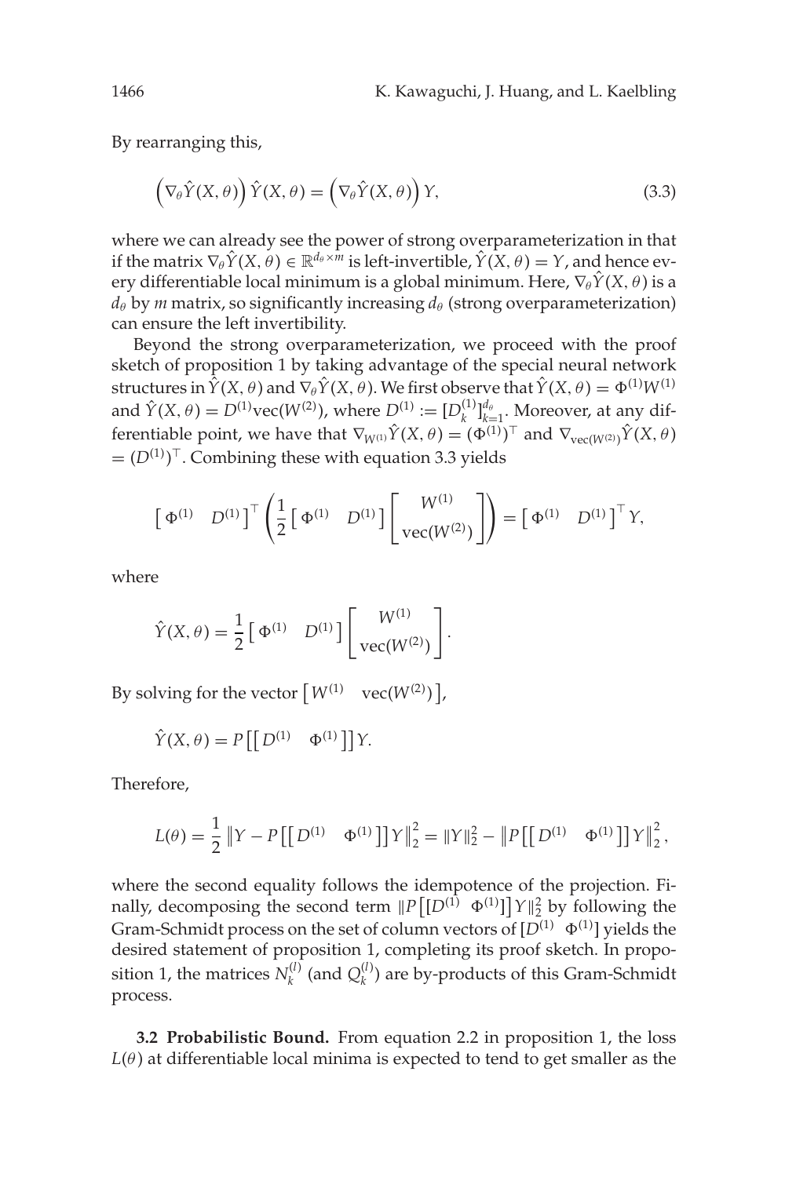By rearranging this,

$$\left(\nabla_\theta \hat{Y}(X,\theta)\right)\hat{Y}(X,\theta) = \left(\nabla_\theta \hat{Y}(X,\theta)\right)Y, \tag{3.3}$$

where we can already see the power of strong overparameterization in that if the matrix $\nabla_\theta \hat{Y}(X,\theta) \in \mathbb{R}^{d_\theta \times m}$ is left-invertible, $\hat{Y}(X,\theta) = Y$, and hence every differentiable local minimum is a global minimum. Here, $\nabla_\theta \hat{Y}(X,\theta)$ is a $d_\theta$ by $m$ matrix, so significantly increasing $d_\theta$ (strong overparameterization) can ensure the left invertibility.

Beyond the strong overparameterization, we proceed with the proof sketch of proposition 1 by taking advantage of the special neural network structures in $\hat{Y}(X,\theta)$ and $\nabla_\theta \hat{Y}(X,\theta)$. We first observe that $\hat{Y}(X,\theta) = \Phi^{(1)}W^{(1)}$ and $\hat{Y}(X,\theta) = D^{(1)}\mathrm{vec}(W^{(2)})$, where $D^{(1)} := [D_k^{(1)}]_{k=1}^{d_\theta}$. Moreover, at any differentiable point, we have that $\nabla_{W^{(1)}}\hat{Y}(X,\theta) = (\Phi^{(1)})^\top$ and $\nabla_{\mathrm{vec}(W^{(2)})}\hat{Y}(X,\theta) = (D^{(1)})^\top$. Combining these with equation 3.3 yields

$$\begin{bmatrix} \Phi^{(1)} & D^{(1)} \end{bmatrix}^\top \left(\frac{1}{2}\begin{bmatrix} \Phi^{(1)} & D^{(1)} \end{bmatrix}\begin{bmatrix} W^{(1)} \\ \mathrm{vec}(W^{(2)}) \end{bmatrix}\right) = \begin{bmatrix} \Phi^{(1)} & D^{(1)} \end{bmatrix}^\top Y,$$

where

$$\hat{Y}(X,\theta) = \frac{1}{2}\begin{bmatrix} \Phi^{(1)} & D^{(1)} \end{bmatrix}\begin{bmatrix} W^{(1)} \\ \mathrm{vec}(W^{(2)}) \end{bmatrix}.$$

By solving for the vector $\begin{bmatrix} W^{(1)} & \mathrm{vec}(W^{(2)}) \end{bmatrix}$,

$$\hat{Y}(X,\theta) = P\left[\begin{bmatrix} D^{(1)} & \Phi^{(1)} \end{bmatrix}\right]Y.$$

Therefore,

$$L(\theta) = \frac{1}{2}\left\|Y - P\left[\begin{bmatrix} D^{(1)} & \Phi^{(1)} \end{bmatrix}\right]Y\right\|_2^2 = \|Y\|_2^2 - \left\|P\left[\begin{bmatrix} D^{(1)} & \Phi^{(1)} \end{bmatrix}\right]Y\right\|_2^2,$$

where the second equality follows the idempotence of the projection. Finally, decomposing the second term $\|P\left[[D^{(1)} \;\; \Phi^{(1)}]\right]Y\|_2^2$ by following the Gram-Schmidt process on the set of column vectors of $[D^{(1)} \;\; \Phi^{(1)}]$ yields the desired statement of proposition 1, completing its proof sketch. In proposition 1, the matrices $N_k^{(l)}$ (and $Q_k^{(l)}$) are by-products of this Gram-Schmidt process.

**3.2 Probabilistic Bound.** From equation 2.2 in proposition 1, the loss $L(\theta)$ at differentiable local minima is expected to tend to get smaller as the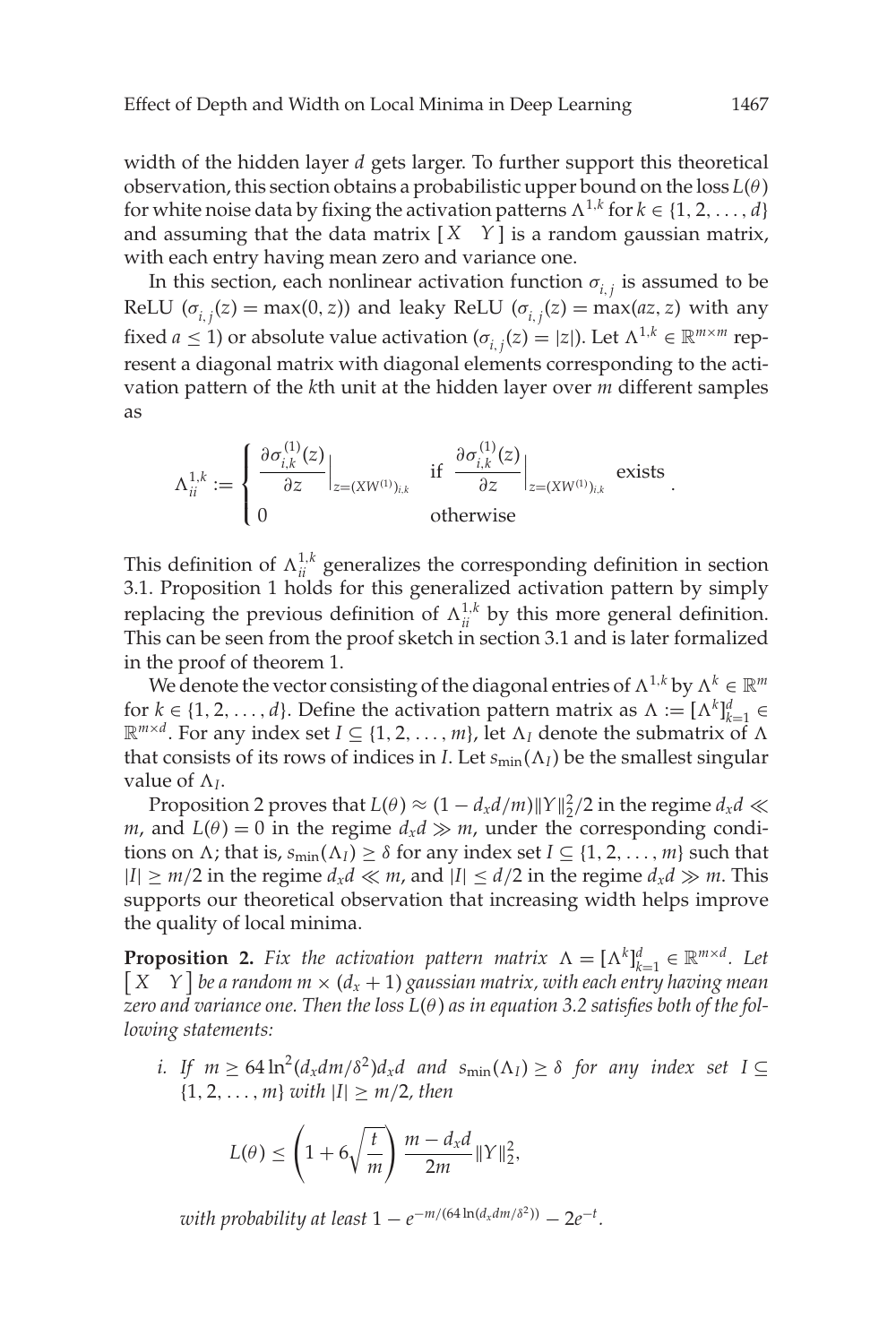width of the hidden layer $d$ gets larger. To further support this theoretical observation, this section obtains a probabilistic upper bound on the loss $L(\theta)$ for white noise data by fixing the activation patterns $\Lambda^{1,k}$ for $k \in \{1, 2, \ldots, d\}$ and assuming that the data matrix $[X \quad Y]$ is a random gaussian matrix, with each entry having mean zero and variance one.

In this section, each nonlinear activation function $\sigma_{i,j}$ is assumed to be ReLU ($\sigma_{i,j}(z) = \max(0, z)$) and leaky ReLU ($\sigma_{i,j}(z) = \max(az, z)$ with any fixed $a \leq 1$) or absolute value activation ($\sigma_{i,j}(z) = |z|$). Let $\Lambda^{1,k} \in \mathbb{R}^{m \times m}$ represent a diagonal matrix with diagonal elements corresponding to the activation pattern of the $k$th unit at the hidden layer over $m$ different samples as

$$\Lambda_{ii}^{1,k} := \begin{cases} \dfrac{\partial \sigma_{i,k}^{(1)}(z)}{\partial z}\Big|_{z=(XW^{(1)})_{i,k}} & \text{if } \dfrac{\partial \sigma_{i,k}^{(1)}(z)}{\partial z}\Big|_{z=(XW^{(1)})_{i,k}} \text{ exists} \\ 0 & \text{otherwise} \end{cases}.$$

This definition of $\Lambda_{ii}^{1,k}$ generalizes the corresponding definition in section 3.1. Proposition 1 holds for this generalized activation pattern by simply replacing the previous definition of $\Lambda_{ii}^{1,k}$ by this more general definition. This can be seen from the proof sketch in section 3.1 and is later formalized in the proof of theorem 1.

We denote the vector consisting of the diagonal entries of $\Lambda^{1,k}$ by $\Lambda^k \in \mathbb{R}^m$ for $k \in \{1, 2, \ldots, d\}$. Define the activation pattern matrix as $\Lambda := [\Lambda^k]_{k=1}^d \in \mathbb{R}^{m \times d}$. For any index set $I \subseteq \{1, 2, \ldots, m\}$, let $\Lambda_I$ denote the submatrix of $\Lambda$ that consists of its rows of indices in $I$. Let $s_{\min}(\Lambda_I)$ be the smallest singular value of $\Lambda_I$.

Proposition 2 proves that $L(\theta) \approx (1 - d_x d/m)\|Y\|_2^2/2$ in the regime $d_x d \ll m$, and $L(\theta) = 0$ in the regime $d_x d \gg m$, under the corresponding conditions on $\Lambda$; that is, $s_{\min}(\Lambda_I) \geq \delta$ for any index set $I \subseteq \{1, 2, \ldots, m\}$ such that $|I| \geq m/2$ in the regime $d_x d \ll m$, and $|I| \leq d/2$ in the regime $d_x d \gg m$. This supports our theoretical observation that increasing width helps improve the quality of local minima.

**Proposition 2.** *Fix the activation pattern matrix* $\Lambda = [\Lambda^k]_{k=1}^d \in \mathbb{R}^{m \times d}$. *Let* $\begin{bmatrix} X & Y \end{bmatrix}$ *be a random* $m \times (d_x + 1)$ *gaussian matrix, with each entry having mean zero and variance one. Then the loss* $L(\theta)$ *as in equation 3.2 satisfies both of the following statements:*

*i. If* $m \geq 64 \ln^2(d_x d m/\delta^2) d_x d$ *and* $s_{\min}(\Lambda_I) \geq \delta$ *for any index set* $I \subseteq \{1, 2, \ldots, m\}$ *with* $|I| \geq m/2$, *then*

$$L(\theta) \leq \left(1 + 6\sqrt{\frac{t}{m}}\right) \frac{m - d_x d}{2m} \|Y\|_2^2,$$

*with probability at least* $1 - e^{-m/(64 \ln(d_x d m/\delta^2))} - 2e^{-t}$.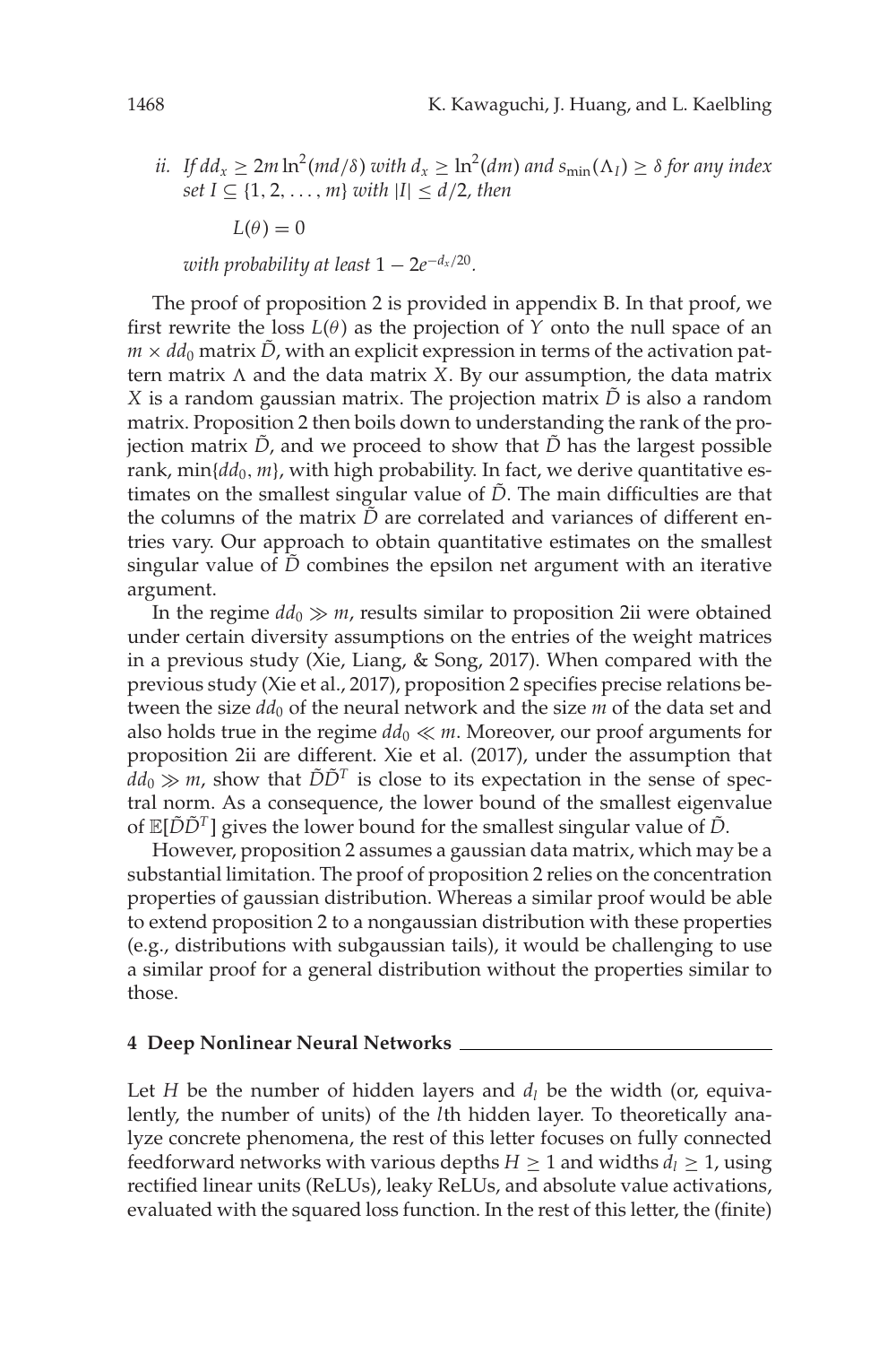*ii. If $dd_x \geq 2m \ln^2(md/\delta)$ with $d_x \geq \ln^2(dm)$ and $s_{\min}(\Lambda_I) \geq \delta$ for any index set $I \subseteq \{1, 2, \ldots, m\}$ with $|I| \leq d/2$, then*

$$L(\theta) = 0$$

*with probability at least $1 - 2e^{-d_x/20}$.*

The proof of proposition 2 is provided in appendix B. In that proof, we first rewrite the loss $L(\theta)$ as the projection of $Y$ onto the null space of an $m \times dd_0$ matrix $\tilde{D}$, with an explicit expression in terms of the activation pattern matrix $\Lambda$ and the data matrix $X$. By our assumption, the data matrix $X$ is a random gaussian matrix. The projection matrix $\tilde{D}$ is also a random matrix. Proposition 2 then boils down to understanding the rank of the projection matrix $\tilde{D}$, and we proceed to show that $\tilde{D}$ has the largest possible rank, $\min\{dd_0, m\}$, with high probability. In fact, we derive quantitative estimates on the smallest singular value of $\tilde{D}$. The main difficulties are that the columns of the matrix $\tilde{D}$ are correlated and variances of different entries vary. Our approach to obtain quantitative estimates on the smallest singular value of $\tilde{D}$ combines the epsilon net argument with an iterative argument.

In the regime $dd_0 \gg m$, results similar to proposition 2ii were obtained under certain diversity assumptions on the entries of the weight matrices in a previous study (Xie, Liang, & Song, 2017). When compared with the previous study (Xie et al., 2017), proposition 2 specifies precise relations between the size $dd_0$ of the neural network and the size $m$ of the data set and also holds true in the regime $dd_0 \ll m$. Moreover, our proof arguments for proposition 2ii are different. Xie et al. (2017), under the assumption that $dd_0 \gg m$, show that $\tilde{D}\tilde{D}^T$ is close to its expectation in the sense of spectral norm. As a consequence, the lower bound of the smallest eigenvalue of $\mathbb{E}[\tilde{D}\tilde{D}^T]$ gives the lower bound for the smallest singular value of $\tilde{D}$.

However, proposition 2 assumes a gaussian data matrix, which may be a substantial limitation. The proof of proposition 2 relies on the concentration properties of gaussian distribution. Whereas a similar proof would be able to extend proposition 2 to a nongaussian distribution with these properties (e.g., distributions with subgaussian tails), it would be challenging to use a similar proof for a general distribution without the properties similar to those.

## 4 Deep Nonlinear Neural Networks

Let $H$ be the number of hidden layers and $d_l$ be the width (or, equivalently, the number of units) of the $l$th hidden layer. To theoretically analyze concrete phenomena, the rest of this letter focuses on fully connected feedforward networks with various depths $H \geq 1$ and widths $d_l \geq 1$, using rectified linear units (ReLUs), leaky ReLUs, and absolute value activations, evaluated with the squared loss function. In the rest of this letter, the (finite)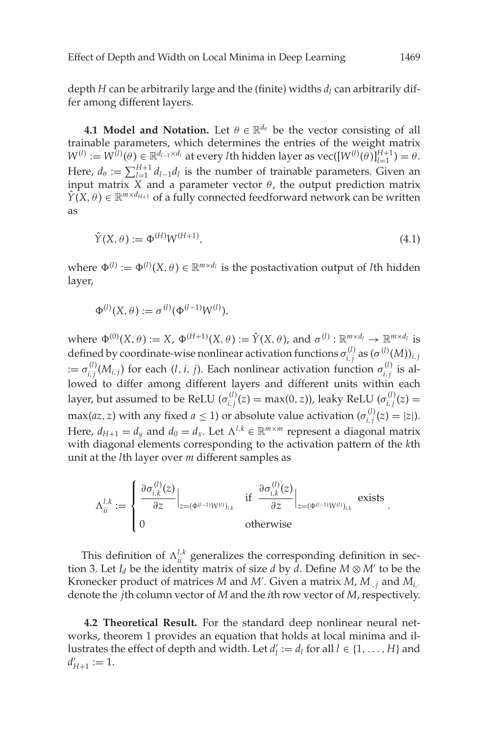depth $H$ can be arbitrarily large and the (finite) widths $d_l$ can arbitrarily differ among different layers.

**4.1 Model and Notation.** Let $\theta \in \mathbb{R}^{d_\theta}$ be the vector consisting of all trainable parameters, which determines the entries of the weight matrix $W^{(l)} := W^{(l)}(\theta) \in \mathbb{R}^{d_{l-1} \times d_l}$ at every $l$th hidden layer as $\text{vec}([W^{(l)}(\theta)]_{l=1}^{H+1}) = \theta$. Here, $d_\theta := \sum_{l=1}^{H+1} d_{l-1} d_l$ is the number of trainable parameters. Given an input matrix $X$ and a parameter vector $\theta$, the output prediction matrix $\hat{Y}(X, \theta) \in \mathbb{R}^{m \times d_{H+1}}$ of a fully connected feedforward network can be written as

$$\hat{Y}(X, \theta) := \Phi^{(H)} W^{(H+1)}, \tag{4.1}$$

where $\Phi^{(l)} := \Phi^{(l)}(X, \theta) \in \mathbb{R}^{m \times d_l}$ is the postactivation output of $l$th hidden layer,

$$\Phi^{(l)}(X, \theta) := \sigma^{(l)}(\Phi^{(l-1)} W^{(l)}),$$

where $\Phi^{(0)}(X, \theta) := X$, $\Phi^{(H+1)}(X, \theta) := \hat{Y}(X, \theta)$, and $\sigma^{(l)} : \mathbb{R}^{m \times d_l} \to \mathbb{R}^{m \times d_l}$ is defined by coordinate-wise nonlinear activation functions $\sigma_{i,j}^{(l)}$ as $(\sigma^{(l)}(M))_{i,j} := \sigma_{i,j}^{(l)}(M_{i,j})$ for each $(l, i, j)$. Each nonlinear activation function $\sigma_{i,j}^{(l)}$ is allowed to differ among different layers and different units within each layer, but assumed to be ReLU ($\sigma_{i,j}^{(l)}(z) = \max(0, z)$), leaky ReLU ($\sigma_{i,j}^{(l)}(z) = \max(az, z)$ with any fixed $a \leq 1$) or absolute value activation ($\sigma_{i,j}^{(l)}(z) = |z|$). Here, $d_{H+1} = d_y$ and $d_0 = d_x$. Let $\Lambda^{l,k} \in \mathbb{R}^{m \times m}$ represent a diagonal matrix with diagonal elements corresponding to the activation pattern of the $k$th unit at the $l$th layer over $m$ different samples as

$$\Lambda_{ii}^{l,k} := \begin{cases} \left.\dfrac{\partial \sigma_{i,k}^{(l)}(z)}{\partial z}\right|_{z=(\Phi^{(l-1)}W^{(l)})_{i,k}} & \text{if } \left.\dfrac{\partial \sigma_{i,k}^{(l)}(z)}{\partial z}\right|_{z=(\Phi^{(l-1)}W^{(l)})_{i,k}} \text{ exists} \\ 0 & \text{otherwise} \end{cases}.$$

This definition of $\Lambda_{ii}^{l,k}$ generalizes the corresponding definition in section 3. Let $I_d$ be the identity matrix of size $d$ by $d$. Define $M \otimes M'$ to be the Kronecker product of matrices $M$ and $M'$. Given a matrix $M$, $M_{\cdot,j}$ and $M_{i,\cdot}$ denote the $j$th column vector of $M$ and the $i$th row vector of $M$, respectively.

**4.2 Theoretical Result.** For the standard deep nonlinear neural networks, theorem 1 provides an equation that holds at local minima and illustrates the effect of depth and width. Let $d'_l := d_l$ for all $l \in \{1, \ldots, H\}$ and $d'_{H+1} := 1$.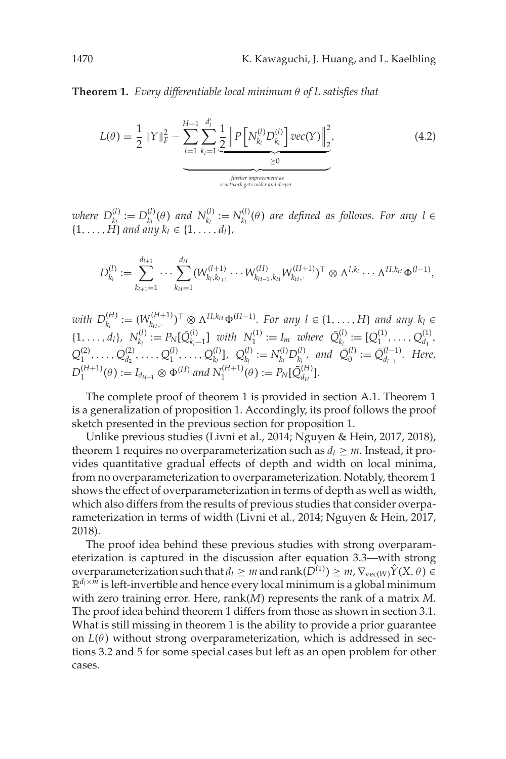**Theorem 1.** *Every differentiable local minimum $\theta$ of $L$ satisfies that*

$$L(\theta) = \frac{1}{2}\|Y\|_F^2 - \underbrace{\sum_{l=1}^{H+1}\sum_{k_l=1}^{d'_l} \underbrace{\frac{1}{2}\left\| P\left[N_{k_l}^{(l)} D_{k_l}^{(l)}\right] vec(Y)\right\|_2^2}_{\geq 0}}_{\text{further improvement as a network gets wider and deeper}}, \tag{4.2}$$

*where $D_{k_l}^{(l)} := D_{k_l}^{(l)}(\theta)$ and $N_{k_l}^{(l)} := N_{k_l}^{(l)}(\theta)$ are defined as follows. For any $l \in \{1, \ldots, H\}$ and any $k_l \in \{1, \ldots, d_l\}$,*

$$D_{k_l}^{(l)} := \sum_{k_{l+1}=1}^{d_{l+1}} \cdots \sum_{k_H=1}^{d_H} (W_{k_l,k_{l+1}}^{(l+1)} \cdots W_{k_{H-1},k_H}^{(H)} W_{k_H,\cdot}^{(H+1)})^\top \otimes \Lambda^{l,k_l} \cdots \Lambda^{H,k_H} \Phi^{(l-1)},$$

*with $D_{k_l}^{(H)} := (W_{k_H,\cdot}^{(H+1)})^\top \otimes \Lambda^{H,k_H} \Phi^{(H-1)}$. For any $l \in \{1, \ldots, H\}$ and any $k_l \in \{1, \ldots, d_l\}$, $N_{k_l}^{(l)} := P_N[\bar{Q}_{k_l-1}^{(l)}]$ with $N_1^{(1)} := I_m$ where $\bar{Q}_{k_l}^{(l)} := [Q_1^{(1)}, \ldots, Q_{d_1}^{(1)}, Q_1^{(2)}, \ldots, Q_{d_2}^{(2)}, \ldots, Q_1^{(l)}, \ldots, Q_{k_l}^{(l)}]$, $Q_{k_l}^{(l)} := N_{k_l}^{(l)} D_{k_l}^{(l)}$, and $\bar{Q}_0^{(l)} := \bar{Q}_{d_{l-1}}^{(l-1)}$. Here, $D_1^{(H+1)}(\theta) := I_{d_{H+1}} \otimes \Phi^{(H)}$ and $N_1^{(H+1)}(\theta) := P_N[\bar{Q}_{d_H}^{(H)}]$.*

The complete proof of theorem 1 is provided in section A.1. Theorem 1 is a generalization of proposition 1. Accordingly, its proof follows the proof sketch presented in the previous section for proposition 1.

Unlike previous studies (Livni et al., 2014; Nguyen & Hein, 2017, 2018), theorem 1 requires no overparameterization such as $d_l \geq m$. Instead, it provides quantitative gradual effects of depth and width on local minima, from no overparameterization to overparameterization. Notably, theorem 1 shows the effect of overparameterization in terms of depth as well as width, which also differs from the results of previous studies that consider overparameterization in terms of width (Livni et al., 2014; Nguyen & Hein, 2017, 2018).

The proof idea behind these previous studies with strong overparameterization is captured in the discussion after equation 3.3—with strong overparameterization such that $d_l \geq m$ and $\text{rank}(D^{(1)}) \geq m$, $\nabla_{\text{vec}(W)} \hat{Y}(X, \theta) \in \mathbb{R}^{d_l \times m}$ is left-invertible and hence every local minimum is a global minimum with zero training error. Here, $\text{rank}(M)$ represents the rank of a matrix $M$. The proof idea behind theorem 1 differs from those as shown in section 3.1. What is still missing in theorem 1 is the ability to provide a prior guarantee on $L(\theta)$ without strong overparameterization, which is addressed in sections 3.2 and 5 for some special cases but left as an open problem for other cases.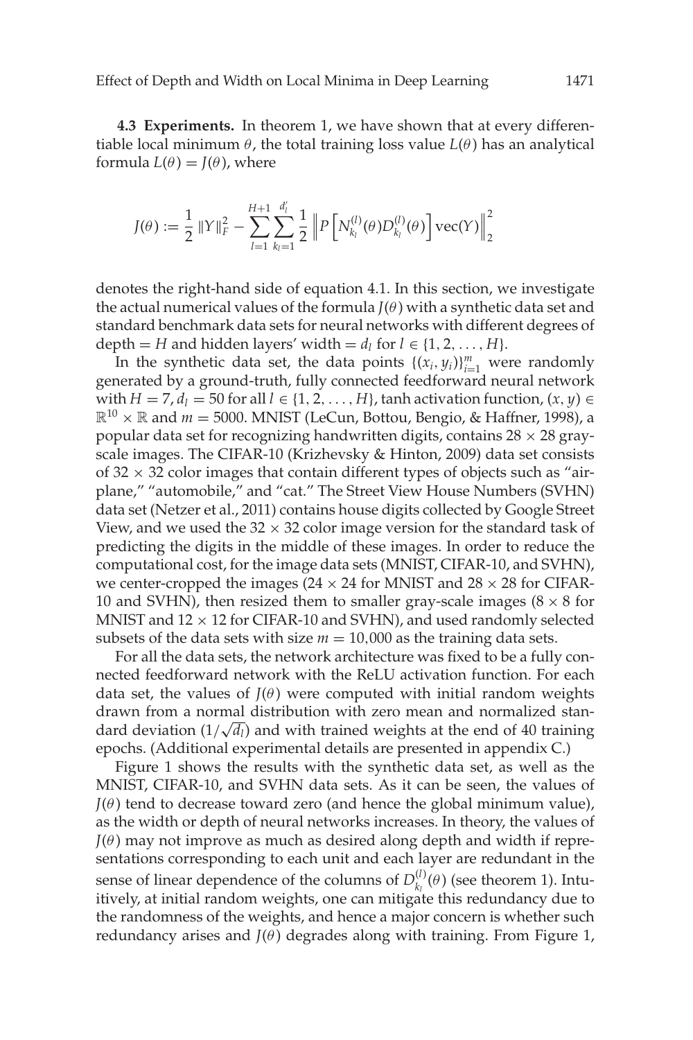**4.3 Experiments.** In theorem 1, we have shown that at every differentiable local minimum $\theta$, the total training loss value $L(\theta)$ has an analytical formula $L(\theta) = J(\theta)$, where

$$J(\theta) := \frac{1}{2}\|Y\|_F^2 - \sum_{l=1}^{H+1}\sum_{k_l=1}^{d_l'} \frac{1}{2}\left\| P\left[N_{k_l}^{(l)}(\theta) D_{k_l}^{(l)}(\theta)\right] \mathrm{vec}(Y)\right\|_2^2$$

denotes the right-hand side of equation 4.1. In this section, we investigate the actual numerical values of the formula $J(\theta)$ with a synthetic data set and standard benchmark data sets for neural networks with different degrees of depth $= H$ and hidden layers' width $= d_l$ for $l \in \{1, 2, \ldots, H\}$.

In the synthetic data set, the data points $\{(x_i, y_i)\}_{i=1}^m$ were randomly generated by a ground-truth, fully connected feedforward neural network with $H = 7$, $d_l = 50$ for all $l \in \{1, 2, \ldots, H\}$, tanh activation function, $(x, y) \in \mathbb{R}^{10} \times \mathbb{R}$ and $m = 5000$. MNIST (LeCun, Bottou, Bengio, & Haffner, 1998), a popular data set for recognizing handwritten digits, contains $28 \times 28$ grayscale images. The CIFAR-10 (Krizhevsky & Hinton, 2009) data set consists of $32 \times 32$ color images that contain different types of objects such as "airplane," "automobile," and "cat." The Street View House Numbers (SVHN) data set (Netzer et al., 2011) contains house digits collected by Google Street View, and we used the $32 \times 32$ color image version for the standard task of predicting the digits in the middle of these images. In order to reduce the computational cost, for the image data sets (MNIST, CIFAR-10, and SVHN), we center-cropped the images ($24 \times 24$ for MNIST and $28 \times 28$ for CIFAR-10 and SVHN), then resized them to smaller gray-scale images ($8 \times 8$ for MNIST and $12 \times 12$ for CIFAR-10 and SVHN), and used randomly selected subsets of the data sets with size $m = 10{,}000$ as the training data sets.

For all the data sets, the network architecture was fixed to be a fully connected feedforward network with the ReLU activation function. For each data set, the values of $J(\theta)$ were computed with initial random weights drawn from a normal distribution with zero mean and normalized standard deviation ($1/\sqrt{d_l}$) and with trained weights at the end of 40 training epochs. (Additional experimental details are presented in appendix C.)

Figure 1 shows the results with the synthetic data set, as well as the MNIST, CIFAR-10, and SVHN data sets. As it can be seen, the values of $J(\theta)$ tend to decrease toward zero (and hence the global minimum value), as the width or depth of neural networks increases. In theory, the values of $J(\theta)$ may not improve as much as desired along depth and width if representations corresponding to each unit and each layer are redundant in the sense of linear dependence of the columns of $D_{k_l}^{(l)}(\theta)$ (see theorem 1). Intuitively, at initial random weights, one can mitigate this redundancy due to the randomness of the weights, and hence a major concern is whether such redundancy arises and $J(\theta)$ degrades along with training. From Figure 1,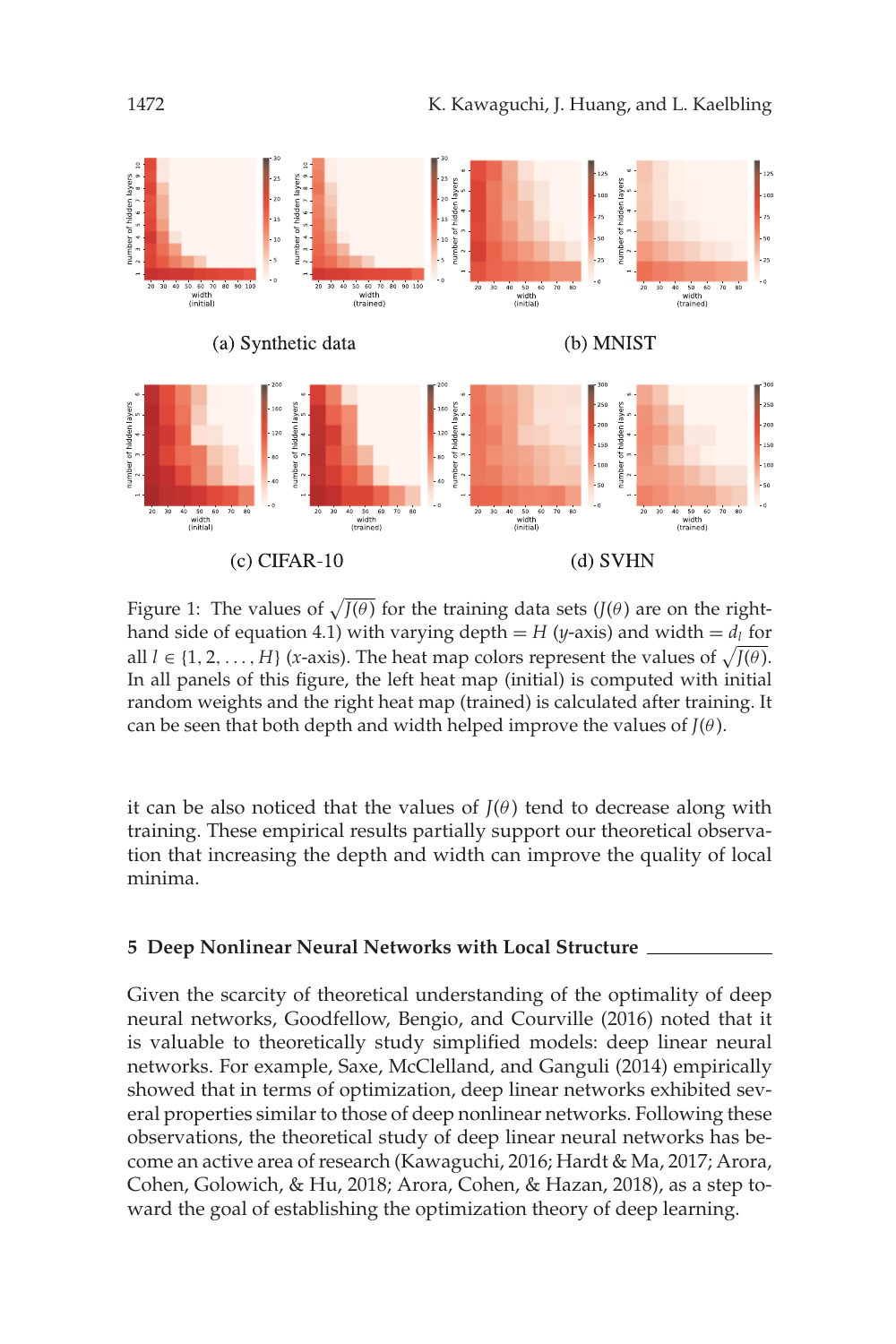(a) Synthetic data

(b) MNIST

(c) CIFAR-10

(d) SVHN

Figure 1: The values of $\sqrt{J(\theta)}$ for the training data sets ($J(\theta)$ are on the right-hand side of equation 4.1) with varying depth $= H$ ($y$-axis) and width $= d_l$ for all $l \in \{1, 2, \ldots, H\}$ ($x$-axis). The heat map colors represent the values of $\sqrt{J(\theta)}$. In all panels of this figure, the left heat map (initial) is computed with initial random weights and the right heat map (trained) is calculated after training. It can be seen that both depth and width helped improve the values of $J(\theta)$.

it can be also noticed that the values of $J(\theta)$ tend to decrease along with training. These empirical results partially support our theoretical observation that increasing the depth and width can improve the quality of local minima.

## 5 Deep Nonlinear Neural Networks with Local Structure

Given the scarcity of theoretical understanding of the optimality of deep neural networks, Goodfellow, Bengio, and Courville (2016) noted that it is valuable to theoretically study simplified models: deep linear neural networks. For example, Saxe, McClelland, and Ganguli (2014) empirically showed that in terms of optimization, deep linear networks exhibited several properties similar to those of deep nonlinear networks. Following these observations, the theoretical study of deep linear neural networks has become an active area of research (Kawaguchi, 2016; Hardt & Ma, 2017; Arora, Cohen, Golowich, & Hu, 2018; Arora, Cohen, & Hazan, 2018), as a step toward the goal of establishing the optimization theory of deep learning.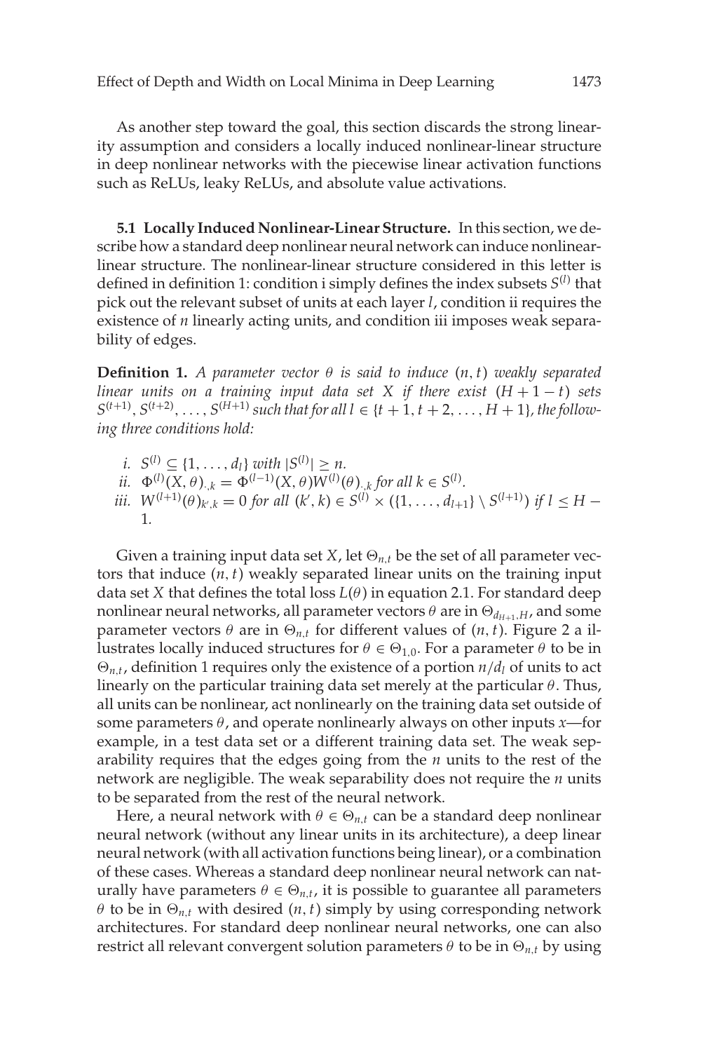As another step toward the goal, this section discards the strong linearity assumption and considers a locally induced nonlinear-linear structure in deep nonlinear networks with the piecewise linear activation functions such as ReLUs, leaky ReLUs, and absolute value activations.

**5.1 Locally Induced Nonlinear-Linear Structure.** In this section, we describe how a standard deep nonlinear neural network can induce nonlinear-linear structure. The nonlinear-linear structure considered in this letter is defined in definition 1: condition i simply defines the index subsets $S^{(l)}$ that pick out the relevant subset of units at each layer $l$, condition ii requires the existence of $n$ linearly acting units, and condition iii imposes weak separability of edges.

**Definition 1.** *A parameter vector $\theta$ is said to induce $(n, t)$ weakly separated linear units on a training input data set $X$ if there exist $(H + 1 - t)$ sets $S^{(t+1)}, S^{(t+2)}, \ldots, S^{(H+1)}$ such that for all $l \in \{t + 1, t + 2, \ldots, H + 1\}$, the following three conditions hold:*

*i.* $S^{(l)} \subseteq \{1, \ldots, d_l\}$ *with* $|S^{(l)}| \geq n$.

*ii.* $\Phi^{(l)}(X, \theta)_{\cdot,k} = \Phi^{(l-1)}(X, \theta)W^{(l)}(\theta)_{\cdot,k}$ *for all* $k \in S^{(l)}$.

*iii.* $W^{(l+1)}(\theta)_{k',k} = 0$ *for all* $(k', k) \in S^{(l)} \times (\{1, \ldots, d_{l+1}\} \setminus S^{(l+1)})$ *if* $l \leq H - 1$.

Given a training input data set $X$, let $\Theta_{n,t}$ be the set of all parameter vectors that induce $(n, t)$ weakly separated linear units on the training input data set $X$ that defines the total loss $L(\theta)$ in equation 2.1. For standard deep nonlinear neural networks, all parameter vectors $\theta$ are in $\Theta_{d_{H+1},H}$, and some parameter vectors $\theta$ are in $\Theta_{n,t}$ for different values of $(n, t)$. Figure 2 a illustrates locally induced structures for $\theta \in \Theta_{1,0}$. For a parameter $\theta$ to be in $\Theta_{n,t}$, definition 1 requires only the existence of a portion $n/d_l$ of units to act linearly on the particular training data set merely at the particular $\theta$. Thus, all units can be nonlinear, act nonlinearly on the training data set outside of some parameters $\theta$, and operate nonlinearly always on other inputs $x$—for example, in a test data set or a different training data set. The weak separability requires that the edges going from the $n$ units to the rest of the network are negligible. The weak separability does not require the $n$ units to be separated from the rest of the neural network.

Here, a neural network with $\theta \in \Theta_{n,t}$ can be a standard deep nonlinear neural network (without any linear units in its architecture), a deep linear neural network (with all activation functions being linear), or a combination of these cases. Whereas a standard deep nonlinear neural network can naturally have parameters $\theta \in \Theta_{n,t}$, it is possible to guarantee all parameters $\theta$ to be in $\Theta_{n,t}$ with desired $(n, t)$ simply by using corresponding network architectures. For standard deep nonlinear neural networks, one can also restrict all relevant convergent solution parameters $\theta$ to be in $\Theta_{n,t}$ by using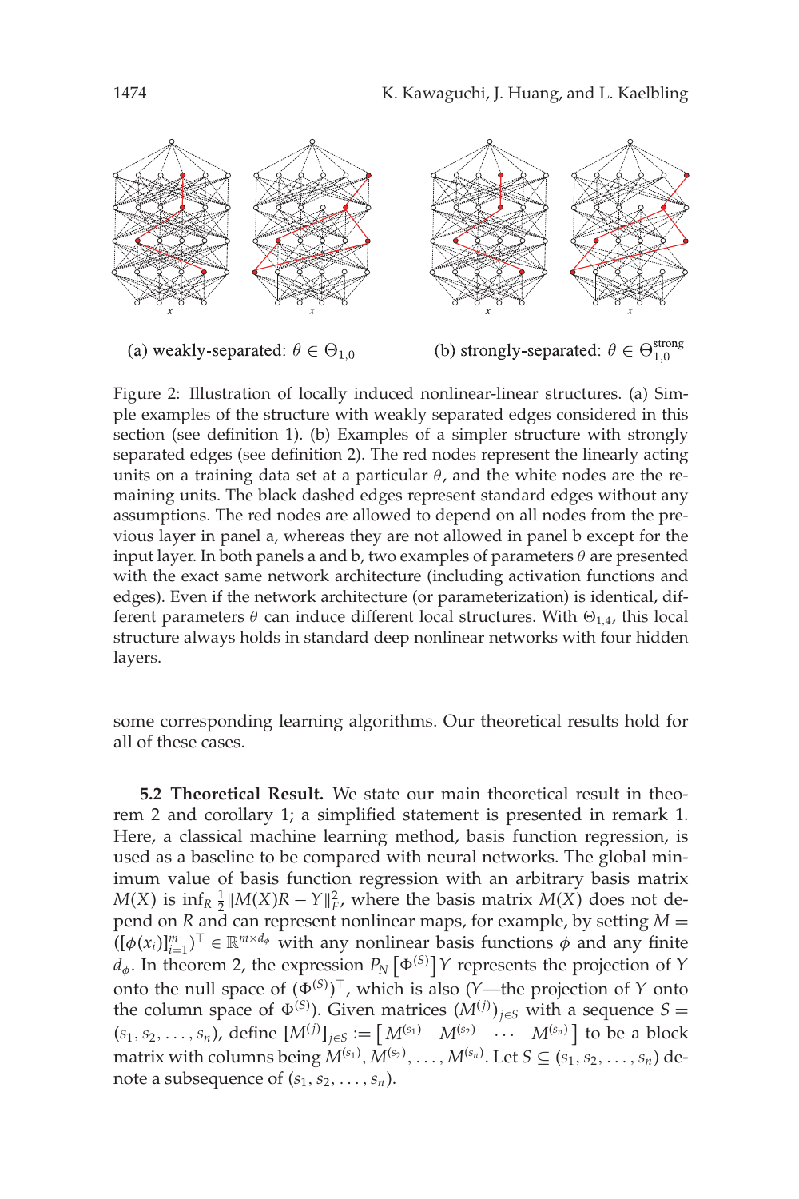(a) weakly-separated: $\theta \in \Theta_{1,0}$

(b) strongly-separated: $\theta \in \Theta_{1,0}^{\text{strong}}$

Figure 2: Illustration of locally induced nonlinear-linear structures. (a) Simple examples of the structure with weakly separated edges considered in this section (see definition 1). (b) Examples of a simpler structure with strongly separated edges (see definition 2). The red nodes represent the linearly acting units on a training data set at a particular $\theta$, and the white nodes are the remaining units. The black dashed edges represent standard edges without any assumptions. The red nodes are allowed to depend on all nodes from the previous layer in panel a, whereas they are not allowed in panel b except for the input layer. In both panels a and b, two examples of parameters $\theta$ are presented with the exact same network architecture (including activation functions and edges). Even if the network architecture (or parameterization) is identical, different parameters $\theta$ can induce different local structures. With $\Theta_{1,4}$, this local structure always holds in standard deep nonlinear networks with four hidden layers.

some corresponding learning algorithms. Our theoretical results hold for all of these cases.

**5.2 Theoretical Result.** We state our main theoretical result in theorem 2 and corollary 1; a simplified statement is presented in remark 1. Here, a classical machine learning method, basis function regression, is used as a baseline to be compared with neural networks. The global minimum value of basis function regression with an arbitrary basis matrix $M(X)$ is $\inf_R \frac{1}{2}\|M(X)R - Y\|_F^2$, where the basis matrix $M(X)$ does not depend on $R$ and can represent nonlinear maps, for example, by setting $M = ([\phi(x_i)]_{i=1}^m)^\top \in \mathbb{R}^{m \times d_\phi}$ with any nonlinear basis functions $\phi$ and any finite $d_\phi$. In theorem 2, the expression $P_N\left[\Phi^{(S)}\right]Y$ represents the projection of $Y$ onto the null space of $(\Phi^{(S)})^\top$, which is also ($Y$—the projection of $Y$ onto the column space of $\Phi^{(S)}$). Given matrices $(M^{(j)})_{j \in S}$ with a sequence $S = (s_1, s_2, \ldots, s_n)$, define $[M^{(j)}]_{j \in S} := \begin{bmatrix} M^{(s_1)} & M^{(s_2)} & \cdots & M^{(s_n)} \end{bmatrix}$ to be a block matrix with columns being $M^{(s_1)}, M^{(s_2)}, \ldots, M^{(s_n)}$. Let $S \subseteq (s_1, s_2, \ldots, s_n)$ denote a subsequence of $(s_1, s_2, \ldots, s_n)$.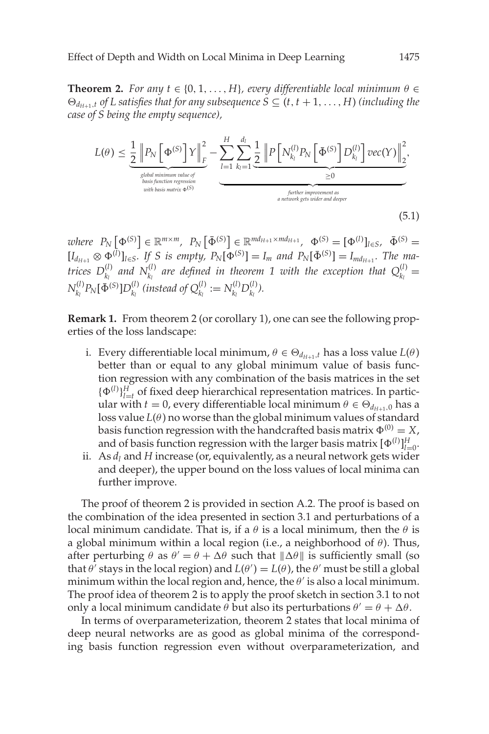**Theorem 2.** *For any $t \in \{0, 1, \ldots, H\}$, every differentiable local minimum $\theta \in \Theta_{d_{H+1},t}$ of $L$ satisfies that for any subsequence $S \subseteq (t, t+1, \ldots, H)$ (including the case of $S$ being the empty sequence),*

$$L(\theta) \leq \underbrace{\frac{1}{2}\left\|P_N\left[\Phi^{(S)}\right]Y\right\|_F^2}_{\substack{\text{global minimum value of}\\ \text{basis function regression}\\ \text{with basis matrix } \Phi^{(S)}}} - \underbrace{\sum_{l=1}^{H}\sum_{k_l=1}^{d_l}\underbrace{\frac{1}{2}\left\|P\left[N_{k_l}^{(l)}P_N\left[\bar{\Phi}^{(S)}\right]D_{k_l}^{(l)}\right]vec(Y)\right\|_2^2}_{\geq 0}}_{\substack{\text{further improvement as}\\ \text{a network gets wider and deeper}}}, \tag{5.1}$$

*where* $P_N\left[\Phi^{(S)}\right] \in \mathbb{R}^{m\times m}$, $P_N\left[\bar{\Phi}^{(S)}\right] \in \mathbb{R}^{md_{H+1}\times md_{H+1}}$, $\Phi^{(S)} = [\Phi^{(l)}]_{l\in S}$, $\bar{\Phi}^{(S)} = [I_{d_{H+1}} \otimes \Phi^{(l)}]_{l\in S}$. *If $S$ is empty, $P_N[\Phi^{(S)}] = I_m$ and $P_N[\bar{\Phi}^{(S)}] = I_{md_{H+1}}$. The matrices $D_{k_l}^{(l)}$ and $N_{k_l}^{(l)}$ are defined in theorem 1 with the exception that $Q_{k_l}^{(l)} = N_{k_l}^{(l)}P_N[\bar{\Phi}^{(S)}]D_{k_l}^{(l)}$ (instead of $Q_{k_l}^{(l)} := N_{k_l}^{(l)}D_{k_l}^{(l)}$).*

**Remark 1.** From theorem 2 (or corollary 1), one can see the following properties of the loss landscape:

i. Every differentiable local minimum, $\theta \in \Theta_{d_{H+1},t}$ has a loss value $L(\theta)$ better than or equal to any global minimum value of basis function regression with any combination of the basis matrices in the set $\{\Phi^{(l)}\}_{l=t}^{H}$ of fixed deep hierarchical representation matrices. In particular with $t = 0$, every differentiable local minimum $\theta \in \Theta_{d_{H+1},0}$ has a loss value $L(\theta)$ no worse than the global minimum values of standard basis function regression with the handcrafted basis matrix $\Phi^{(0)} = X$, and of basis function regression with the larger basis matrix $[\Phi^{(l)}]_{l=0}^{H}$.
ii. As $d_l$ and $H$ increase (or, equivalently, as a neural network gets wider and deeper), the upper bound on the loss values of local minima can further improve.

The proof of theorem 2 is provided in section A.2. The proof is based on the combination of the idea presented in section 3.1 and perturbations of a local minimum candidate. That is, if a $\theta$ is a local minimum, then the $\theta$ is a global minimum within a local region (i.e., a neighborhood of $\theta$). Thus, after perturbing $\theta$ as $\theta' = \theta + \Delta\theta$ such that $\|\Delta\theta\|$ is sufficiently small (so that $\theta'$ stays in the local region) and $L(\theta') = L(\theta)$, the $\theta'$ must be still a global minimum within the local region and, hence, the $\theta'$ is also a local minimum. The proof idea of theorem 2 is to apply the proof sketch in section 3.1 to not only a local minimum candidate $\theta$ but also its perturbations $\theta' = \theta + \Delta\theta$.

In terms of overparameterization, theorem 2 states that local minima of deep neural networks are as good as global minima of the corresponding basis function regression even without overparameterization, and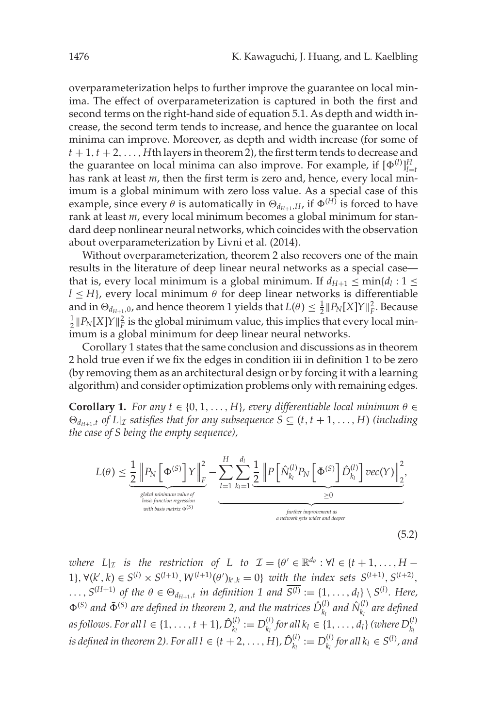overparameterization helps to further improve the guarantee on local minima. The effect of overparameterization is captured in both the first and second terms on the right-hand side of equation 5.1. As depth and width increase, the second term tends to increase, and hence the guarantee on local minima can improve. Moreover, as depth and width increase (for some of $t+1, t+2, \ldots, H$th layers in theorem 2), the first term tends to decrease and the guarantee on local minima can also improve. For example, if $[\Phi^{(l)}]_{l=t}^{H}$ has rank at least $m$, then the first term is zero and, hence, every local minimum is a global minimum with zero loss value. As a special case of this example, since every $\theta$ is automatically in $\Theta_{d_{H+1},H}$, if $\Phi^{(H)}$ is forced to have rank at least $m$, every local minimum becomes a global minimum for standard deep nonlinear neural networks, which coincides with the observation about overparameterization by Livni et al. (2014).

Without overparameterization, theorem 2 also recovers one of the main results in the literature of deep linear neural networks as a special case—that is, every local minimum is a global minimum. If $d_{H+1} \leq \min\{d_l : 1 \leq l \leq H\}$, every local minimum $\theta$ for deep linear networks is differentiable and in $\Theta_{d_{H+1},0}$, and hence theorem 1 yields that $L(\theta) \leq \frac{1}{2}\|P_N[X]Y\|_F^2$. Because $\frac{1}{2}\|P_N[X]Y\|_F^2$ is the global minimum value, this implies that every local minimum is a global minimum for deep linear neural networks.

Corollary 1 states that the same conclusion and discussions as in theorem 2 hold true even if we fix the edges in condition iii in definition 1 to be zero (by removing them as an architectural design or by forcing it with a learning algorithm) and consider optimization problems only with remaining edges.

**Corollary 1.** *For any $t \in \{0, 1, \ldots, H\}$, every differentiable local minimum $\theta \in \Theta_{d_{H+1},t}$ of $L|_{\mathcal{I}}$ satisfies that for any subsequence $S \subseteq (t, t+1, \ldots, H)$ (including the case of $S$ being the empty sequence),*

$$L(\theta) \leq \underbrace{\frac{1}{2}\left\|P_N\left[\Phi^{(S)}\right]Y\right\|_F^2}_{\substack{\text{global minimum value of} \\ \text{basis function regression} \\ \text{with basis matrix } \Phi^{(S)}}} - \underbrace{\sum_{l=1}^{H}\sum_{k_l=1}^{d_l}\underbrace{\frac{1}{2}\left\|P\left[\hat{N}_{k_l}^{(l)}P_N\left[\bar{\Phi}^{(S)}\right]\hat{D}_{k_l}^{(l)}\right]\mathrm{vec}(Y)\right\|_2^2}_{\geq 0}}_{\substack{\text{further improvement as} \\ \text{a network gets wider and deeper}}}, \tag{5.2}$$

*where $L|_{\mathcal{I}}$ is the restriction of $L$ to $\mathcal{I} = \{\theta' \in \mathbb{R}^{d_\theta} : \forall l \in \{t+1, \ldots, H-1\}, \forall (k', k) \in S^{(l)} \times \overline{S^{(l+1)}}, W^{(l+1)}(\theta')_{k',k} = 0\}$ with the index sets $S^{(t+1)}, S^{(t+2)}, \ldots, S^{(H+1)}$ of the $\theta \in \Theta_{d_{H+1},t}$ in definition 1 and $\overline{S^{(l)}} := \{1, \ldots, d_l\} \setminus S^{(l)}$. Here, $\Phi^{(S)}$ and $\bar{\Phi}^{(S)}$ are defined in theorem 2, and the matrices $\hat{D}_{k_l}^{(l)}$ and $\hat{N}_{k_l}^{(l)}$ are defined as follows. For all $l \in \{1, \ldots, t+1\}$, $\hat{D}_{k_l}^{(l)} := D_{k_l}^{(l)}$ for all $k_l \in \{1, \ldots, d_l\}$ (where $D_{k_l}^{(l)}$ is defined in theorem 2). For all $l \in \{t+2, \ldots, H\}$, $\hat{D}_{k_l}^{(l)} := D_{k_l}^{(l)}$ for all $k_l \in S^{(l)}$, and*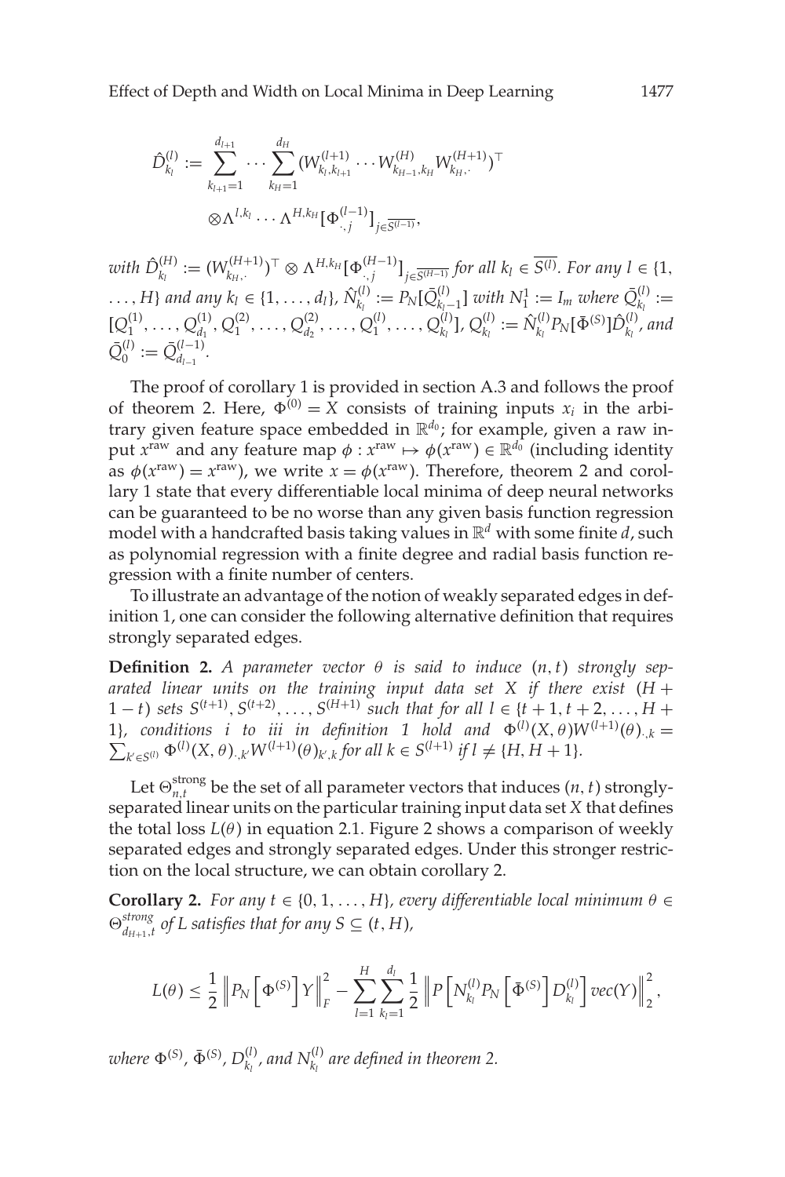$$\hat{D}^{(l)}_{k_l} := \sum_{k_{l+1}=1}^{d_{l+1}} \cdots \sum_{k_H=1}^{d_H} (W^{(l+1)}_{k_l,k_{l+1}} \cdots W^{(H)}_{k_{H-1},k_H} W^{(H+1)}_{k_H,\cdot})^\top$$

$$\otimes \Lambda^{l,k_l} \cdots \Lambda^{H,k_H} [\Phi^{(l-1)}_{\cdot,j}]_{j \in \overline{S^{(l-1)}}},$$

*with* $\hat{D}^{(H)}_{k_l} := (W^{(H+1)}_{k_H,\cdot})^\top \otimes \Lambda^{H,k_H}[\Phi^{(H-1)}_{\cdot,j}]_{j\in\overline{S^{(H-1)}}}$ *for all* $k_l \in \overline{S^{(l)}}$*. For any* $l \in \{1, \ldots, H\}$ *and any* $k_l \in \{1, \ldots, d_l\}$*,* $\hat{N}^{(l)}_{k_l} := P_N[\bar{Q}^{(l)}_{k_l-1}]$ *with* $N^1_1 := I_m$ *where* $\bar{Q}^{(l)}_{k_l} := [Q^{(1)}_1, \ldots, Q^{(1)}_{d_1}, Q^{(2)}_1, \ldots, Q^{(2)}_{d_2}, \ldots, Q^{(l)}_1, \ldots, Q^{(l)}_{k_l}]$*,* $Q^{(l)}_{k_l} := \hat{N}^{(l)}_{k_l} P_N[\bar{\Phi}^{(S)}]\hat{D}^{(l)}_{k_l}$*, and* $\bar{Q}^{(l)}_0 := \bar{Q}^{(l-1)}_{d_{l-1}}$*.*

The proof of corollary 1 is provided in section A.3 and follows the proof of theorem 2. Here, $\Phi^{(0)} = X$ consists of training inputs $x_i$ in the arbitrary given feature space embedded in $\mathbb{R}^{d_0}$; for example, given a raw input $x^{\text{raw}}$ and any feature map $\phi : x^{\text{raw}} \mapsto \phi(x^{\text{raw}}) \in \mathbb{R}^{d_0}$ (including identity as $\phi(x^{\text{raw}}) = x^{\text{raw}}$), we write $x = \phi(x^{\text{raw}})$. Therefore, theorem 2 and corollary 1 state that every differentiable local minima of deep neural networks can be guaranteed to be no worse than any given basis function regression model with a handcrafted basis taking values in $\mathbb{R}^d$ with some finite $d$, such as polynomial regression with a finite degree and radial basis function regression with a finite number of centers.

To illustrate an advantage of the notion of weakly separated edges in definition 1, one can consider the following alternative definition that requires strongly separated edges.

**Definition 2.** *A parameter vector* $\theta$ *is said to induce* $(n, t)$ *strongly separated linear units on the training input data set* $X$ *if there exist* $(H + 1 - t)$ *sets* $S^{(t+1)}, S^{(t+2)}, \ldots, S^{(H+1)}$ *such that for all* $l \in \{t+1, t+2, \ldots, H+1\}$*, conditions i to iii in definition 1 hold and* $\Phi^{(l)}(X, \theta)W^{(l+1)}(\theta)_{\cdot,k} = \sum_{k' \in S^{(l)}} \Phi^{(l)}(X, \theta)_{\cdot,k'} W^{(l+1)}(\theta)_{k',k}$ *for all* $k \in S^{(l+1)}$ *if* $l \neq \{H, H+1\}$*.*

Let $\Theta^{\text{strong}}_{n,t}$ be the set of all parameter vectors that induces $(n, t)$ strongly-separated linear units on the particular training input data set $X$ that defines the total loss $L(\theta)$ in equation 2.1. Figure 2 shows a comparison of weekly separated edges and strongly separated edges. Under this stronger restriction on the local structure, we can obtain corollary 2.

**Corollary 2.** *For any* $t \in \{0, 1, \ldots, H\}$*, every differentiable local minimum* $\theta \in \Theta^{strong}_{d_{H+1},t}$ *of* $L$ *satisfies that for any* $S \subseteq (t, H)$*,*

$$L(\theta) \leq \frac{1}{2} \left\| P_N \left[ \Phi^{(S)} \right] Y \right\|_F^2 - \sum_{l=1}^{H} \sum_{k_l=1}^{d_l} \frac{1}{2} \left\| P \left[ N^{(l)}_{k_l} P_N \left[ \bar{\Phi}^{(S)} \right] D^{(l)}_{k_l} \right] vec(Y) \right\|_2^2,$$

*where* $\Phi^{(S)}$*,* $\bar{\Phi}^{(S)}$*,* $D^{(l)}_{k_l}$*, and* $N^{(l)}_{k_l}$ *are defined in theorem 2.*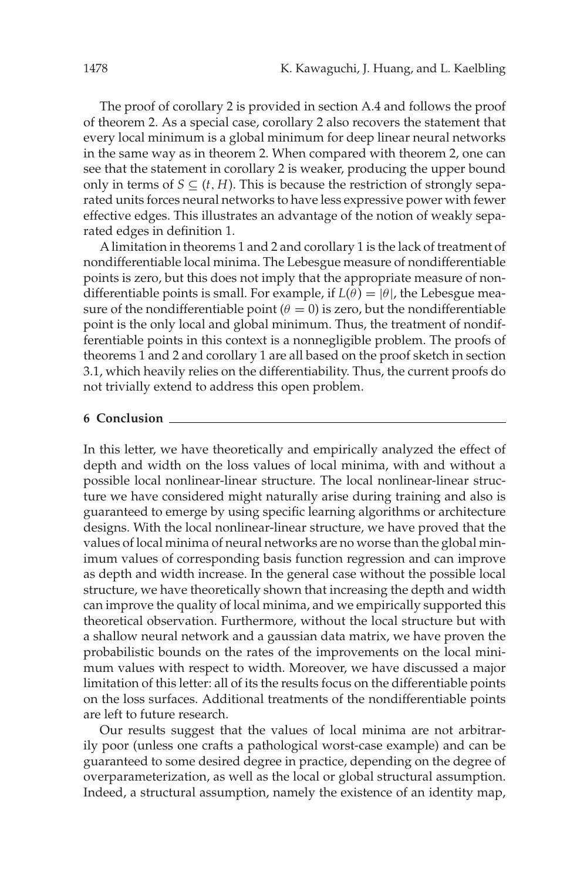The proof of corollary 2 is provided in section A.4 and follows the proof of theorem 2. As a special case, corollary 2 also recovers the statement that every local minimum is a global minimum for deep linear neural networks in the same way as in theorem 2. When compared with theorem 2, one can see that the statement in corollary 2 is weaker, producing the upper bound only in terms of $S \subseteq (t, H)$. This is because the restriction of strongly separated units forces neural networks to have less expressive power with fewer effective edges. This illustrates an advantage of the notion of weakly separated edges in definition 1.

A limitation in theorems 1 and 2 and corollary 1 is the lack of treatment of nondifferentiable local minima. The Lebesgue measure of nondifferentiable points is zero, but this does not imply that the appropriate measure of nondifferentiable points is small. For example, if $L(\theta) = |\theta|$, the Lebesgue measure of the nondifferentiable point ($\theta = 0$) is zero, but the nondifferentiable point is the only local and global minimum. Thus, the treatment of nondifferentiable points in this context is a nonnegligible problem. The proofs of theorems 1 and 2 and corollary 1 are all based on the proof sketch in section 3.1, which heavily relies on the differentiability. Thus, the current proofs do not trivially extend to address this open problem.

## 6 Conclusion

In this letter, we have theoretically and empirically analyzed the effect of depth and width on the loss values of local minima, with and without a possible local nonlinear-linear structure. The local nonlinear-linear structure we have considered might naturally arise during training and also is guaranteed to emerge by using specific learning algorithms or architecture designs. With the local nonlinear-linear structure, we have proved that the values of local minima of neural networks are no worse than the global minimum values of corresponding basis function regression and can improve as depth and width increase. In the general case without the possible local structure, we have theoretically shown that increasing the depth and width can improve the quality of local minima, and we empirically supported this theoretical observation. Furthermore, without the local structure but with a shallow neural network and a gaussian data matrix, we have proven the probabilistic bounds on the rates of the improvements on the local minimum values with respect to width. Moreover, we have discussed a major limitation of this letter: all of its the results focus on the differentiable points on the loss surfaces. Additional treatments of the nondifferentiable points are left to future research.

Our results suggest that the values of local minima are not arbitrarily poor (unless one crafts a pathological worst-case example) and can be guaranteed to some desired degree in practice, depending on the degree of overparameterization, as well as the local or global structural assumption. Indeed, a structural assumption, namely the existence of an identity map,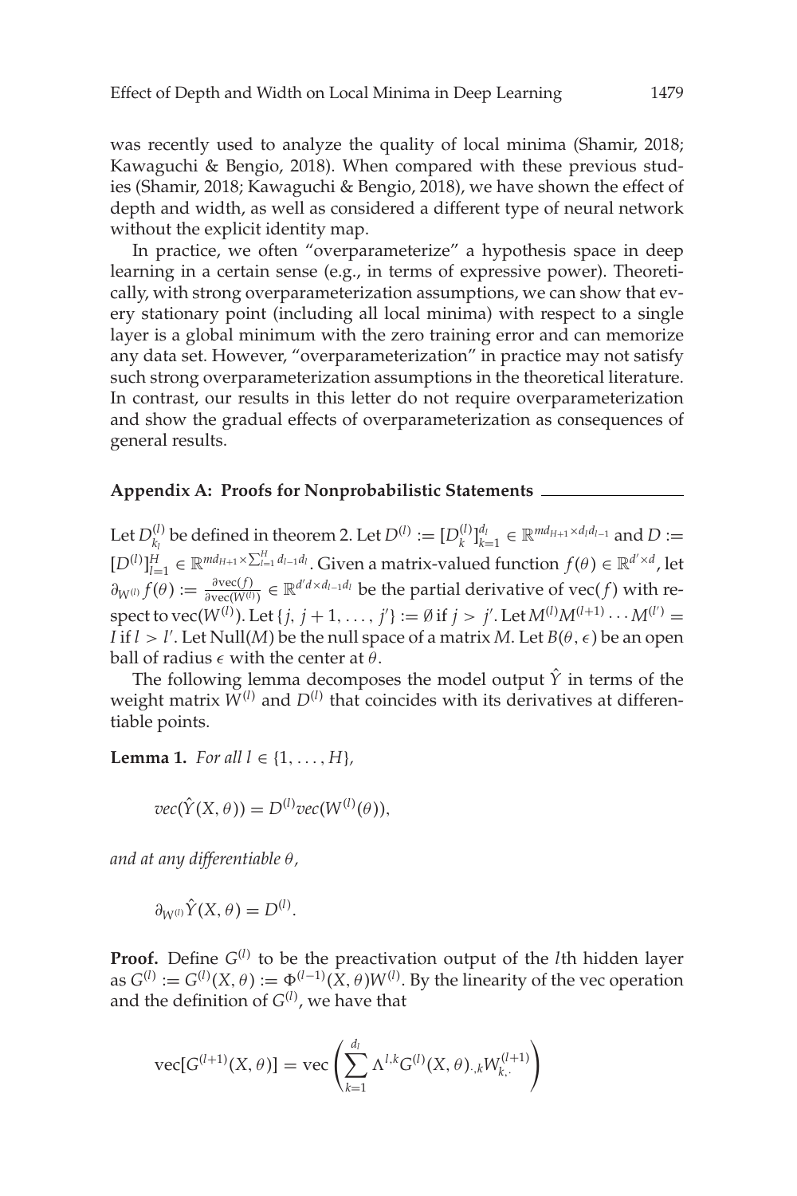was recently used to analyze the quality of local minima (Shamir, 2018; Kawaguchi & Bengio, 2018). When compared with these previous studies (Shamir, 2018; Kawaguchi & Bengio, 2018), we have shown the effect of depth and width, as well as considered a different type of neural network without the explicit identity map.

In practice, we often "overparameterize" a hypothesis space in deep learning in a certain sense (e.g., in terms of expressive power). Theoretically, with strong overparameterization assumptions, we can show that every stationary point (including all local minima) with respect to a single layer is a global minimum with the zero training error and can memorize any data set. However, "overparameterization" in practice may not satisfy such strong overparameterization assumptions in the theoretical literature. In contrast, our results in this letter do not require overparameterization and show the gradual effects of overparameterization as consequences of general results.

## Appendix A: Proofs for Nonprobabilistic Statements

Let $D_{k_l}^{(l)}$ be defined in theorem 2. Let $D^{(l)} := [D_k^{(l)}]_{k=1}^{d_l} \in \mathbb{R}^{md_{H+1} \times d_l d_{l-1}}$ and $D := [D^{(l)}]_{l=1}^{H} \in \mathbb{R}^{md_{H+1} \times \sum_{l=1}^{H} d_{l-1} d_l}$. Given a matrix-valued function $f(\theta) \in \mathbb{R}^{d' \times d}$, let $\partial_{W^{(l)}} f(\theta) := \frac{\partial \text{vec}(f)}{\partial \text{vec}(W^{(l)})} \in \mathbb{R}^{d'd \times d_{l-1} d_l}$ be the partial derivative of vec($f$) with respect to vec($W^{(l)}$). Let $\{j, j+1, \ldots, j'\} := \emptyset$ if $j > j'$. Let $M^{(l)} M^{(l+1)} \cdots M^{(l')} = I$ if $l > l'$. Let Null($M$) be the null space of a matrix $M$. Let $B(\theta, \epsilon)$ be an open ball of radius $\epsilon$ with the center at $\theta$.

The following lemma decomposes the model output $\hat{Y}$ in terms of the weight matrix $W^{(l)}$ and $D^{(l)}$ that coincides with its derivatives at differentiable points.

**Lemma 1.** *For all $l \in \{1, \ldots, H\}$,*

$$vec(\hat{Y}(X, \theta)) = D^{(l)} vec(W^{(l)}(\theta)),$$

*and at any differentiable $\theta$,*

$$\partial_{W^{(l)}} \hat{Y}(X, \theta) = D^{(l)}.$$

**Proof.** Define $G^{(l)}$ to be the preactivation output of the $l$th hidden layer as $G^{(l)} := G^{(l)}(X, \theta) := \Phi^{(l-1)}(X, \theta) W^{(l)}$. By the linearity of the vec operation and the definition of $G^{(l)}$, we have that

$$\text{vec}[G^{(l+1)}(X, \theta)] = \text{vec}\left( \sum_{k=1}^{d_l} \Lambda^{l,k} G^{(l)}(X, \theta)_{\cdot,k} W_{k,\cdot}^{(l+1)} \right)$$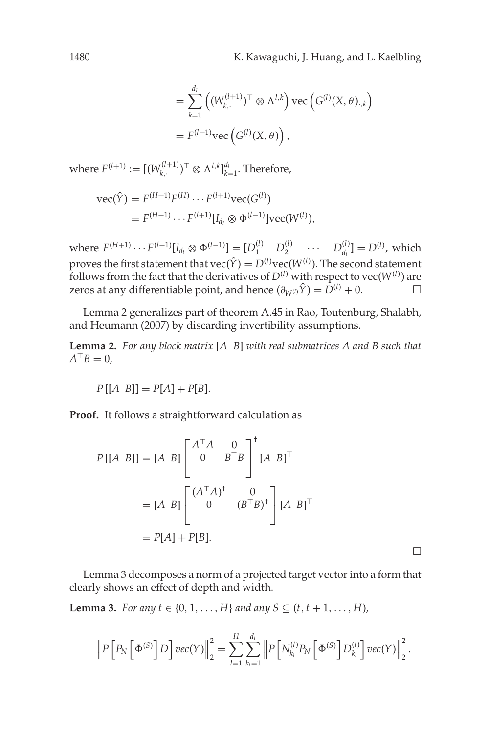$$
\begin{aligned}
&= \sum_{k=1}^{d_l} \left( (W_{k,\cdot}^{(l+1)})^\top \otimes \Lambda^{l,k} \right) \operatorname{vec}\left( G^{(l)}(X,\theta)_{\cdot,k} \right) \\
&= F^{(l+1)} \operatorname{vec}\left( G^{(l)}(X,\theta) \right),
\end{aligned}
$$

where $F^{(l+1)} := [(W_{k,\cdot}^{(l+1)})^\top \otimes \Lambda^{l,k}]_{k=1}^{d_l}$. Therefore,

$$
\begin{aligned}
\operatorname{vec}(\hat{Y}) &= F^{(H+1)} F^{(H)} \cdots F^{(l+1)} \operatorname{vec}(G^{(l)}) \\
&= F^{(H+1)} \cdots F^{(l+1)} [I_{d_l} \otimes \Phi^{(l-1)}] \operatorname{vec}(W^{(l)}),
\end{aligned}
$$

where $F^{(H+1)} \cdots F^{(l+1)} [I_{d_l} \otimes \Phi^{(l-1)}] = [D_1^{(l)} \quad D_2^{(l)} \quad \cdots \quad D_{d_l}^{(l)}] = D^{(l)}$, which proves the first statement that $\operatorname{vec}(\hat{Y}) = D^{(l)} \operatorname{vec}(W^{(l)})$. The second statement follows from the fact that the derivatives of $D^{(l)}$ with respect to $\operatorname{vec}(W^{(l)})$ are zeros at any differentiable point, and hence $(\partial_{W^{(l)}} \hat{Y}) = D^{(l)} + 0$. □

Lemma 2 generalizes part of theorem A.45 in Rao, Toutenburg, Shalabh, and Heumann (2007) by discarding invertibility assumptions.

**Lemma 2.** *For any block matrix $[A \ \ B]$ with real submatrices $A$ and $B$ such that $A^\top B = 0$,*

$$
P\left[[A \ \ B]\right] = P[A] + P[B].
$$

**Proof.** It follows a straightforward calculation as

$$
\begin{aligned}
P\left[[A \ \ B]\right] &= [A \ \ B] \begin{bmatrix} A^\top A & 0 \\ 0 & B^\top B \end{bmatrix}^\dagger [A \ \ B]^\top \\
&= [A \ \ B] \begin{bmatrix} (A^\top A)^\dagger & 0 \\ 0 & (B^\top B)^\dagger \end{bmatrix} [A \ \ B]^\top \\
&= P[A] + P[B].
\end{aligned}
$$

□

Lemma 3 decomposes a norm of a projected target vector into a form that clearly shows an effect of depth and width.

**Lemma 3.** *For any $t \in \{0, 1, \ldots, H\}$ and any $S \subseteq (t, t+1, \ldots, H)$,*

$$
\left\| P\left[ P_N \left[ \bar{\Phi}^{(S)} \right] D \right] vec(Y) \right\|_2^2 = \sum_{l=1}^{H} \sum_{k_l=1}^{d_l} \left\| P\left[ N_{k_l}^{(l)} P_N \left[ \bar{\Phi}^{(S)} \right] D_{k_l}^{(l)} \right] vec(Y) \right\|_2^2 .
$$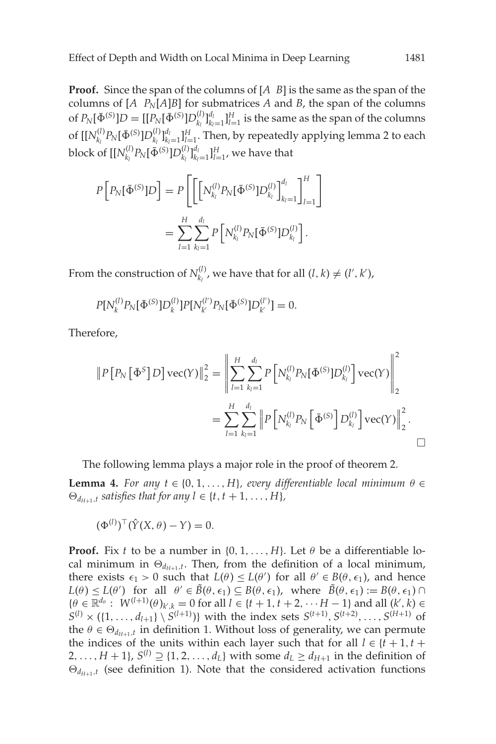**Proof.** Since the span of the columns of $[A \;\; B]$ is the same as the span of the columns of $[A \;\; P_N[A]B]$ for submatrices $A$ and $B$, the span of the columns of $P_N[\bar{\Phi}^{(S)}]D = [[P_N[\bar{\Phi}^{(S)}]D^{(l)}_{k_l}]^{d_l}_{k_l=1}]^H_{l=1}$ is the same as the span of the columns of $[[N^{(l)}_{k_l} P_N[\bar{\Phi}^{(S)}]D^{(l)}_{k_l}]^{d_l}_{k_l=1}]^H_{l=1}$. Then, by repeatedly applying lemma 2 to each block of $[[N^{(l)}_{k_l} P_N[\bar{\Phi}^{(S)}]D^{(l)}_{k_l}]^{d_l}_{k_l=1}]^H_{l=1}$, we have that

$$
\begin{aligned}
P\left[P_N[\bar{\Phi}^{(S)}]D\right] &= P\left[\left[\left[N^{(l)}_{k_l} P_N[\bar{\Phi}^{(S)}]D^{(l)}_{k_l}\right]^{d_l}_{k_l=1}\right]^H_{l=1}\right] \\
&= \sum_{l=1}^{H}\sum_{k_l=1}^{d_l} P\left[N^{(l)}_{k_l} P_N[\bar{\Phi}^{(S)}]D^{(l)}_{k_l}\right].
\end{aligned}
$$

From the construction of $N^{(l)}_{k_l}$, we have that for all $(l,k) \neq (l',k')$,

$$
P[N^{(l)}_{k} P_N[\bar{\Phi}^{(S)}]D^{(l)}_{k}]P[N^{(l')}_{k'} P_N[\bar{\Phi}^{(S)}]D^{(l')}_{k'}] = 0.
$$

Therefore,

$$
\begin{aligned}
\left\| P\left[P_N\left[\bar{\Phi}^{S}\right]D\right]\operatorname{vec}(Y)\right\|_2^2 &= \left\| \sum_{l=1}^{H}\sum_{k_l=1}^{d_l} P\left[N^{(l)}_{k_l} P_N[\bar{\Phi}^{(S)}]D^{(l)}_{k_l}\right]\operatorname{vec}(Y)\right\|_2^2 \\
&= \sum_{l=1}^{H}\sum_{k_l=1}^{d_l} \left\| P\left[N^{(l)}_{k_l} P_N\left[\bar{\Phi}^{(S)}\right]D^{(l)}_{k_l}\right]\operatorname{vec}(Y)\right\|_2^2.
\end{aligned}
$$

□

The following lemma plays a major role in the proof of theorem 2.

**Lemma 4.** *For any $t \in \{0, 1, \ldots, H\}$, every differentiable local minimum $\theta \in \Theta_{d_{H+1},t}$ satisfies that for any $l \in \{t, t+1, \ldots, H\}$,*

$$
(\Phi^{(l)})^\top(\hat{Y}(X,\theta) - Y) = 0.
$$

**Proof.** Fix $t$ to be a number in $\{0, 1, \ldots, H\}$. Let $\theta$ be a differentiable local minimum in $\Theta_{d_{H+1},t}$. Then, from the definition of a local minimum, there exists $\epsilon_1 > 0$ such that $L(\theta) \leq L(\theta')$ for all $\theta' \in B(\theta, \epsilon_1)$, and hence $L(\theta) \leq L(\theta')$ for all $\theta' \in \tilde{B}(\theta, \epsilon_1) \subseteq B(\theta, \epsilon_1)$, where $\tilde{B}(\theta, \epsilon_1) := B(\theta, \epsilon_1) \cap \{\theta \in \mathbb{R}^{d_\theta} : \; W^{(l+1)}(\theta)_{k',k} = 0$ for all $l \in \{t+1, t+2, \cdots H-1\}$ and all $(k',k) \in S^{(l)} \times (\{1, \ldots, d_{l+1}\} \setminus S^{(l+1)})\}$ with the index sets $S^{(t+1)}, S^{(t+2)}, \ldots, S^{(H+1)}$ of the $\theta \in \Theta_{d_{H+1},t}$ in definition 1. Without loss of generality, we can permute the indices of the units within each layer such that for all $l \in \{t+1, t+2, \ldots, H+1\}$, $S^{(l)} \supseteq \{1, 2, \ldots, d_L\}$ with some $d_L \geq d_{H+1}$ in the definition of $\Theta_{d_{H+1},t}$ (see definition 1). Note that the considered activation functions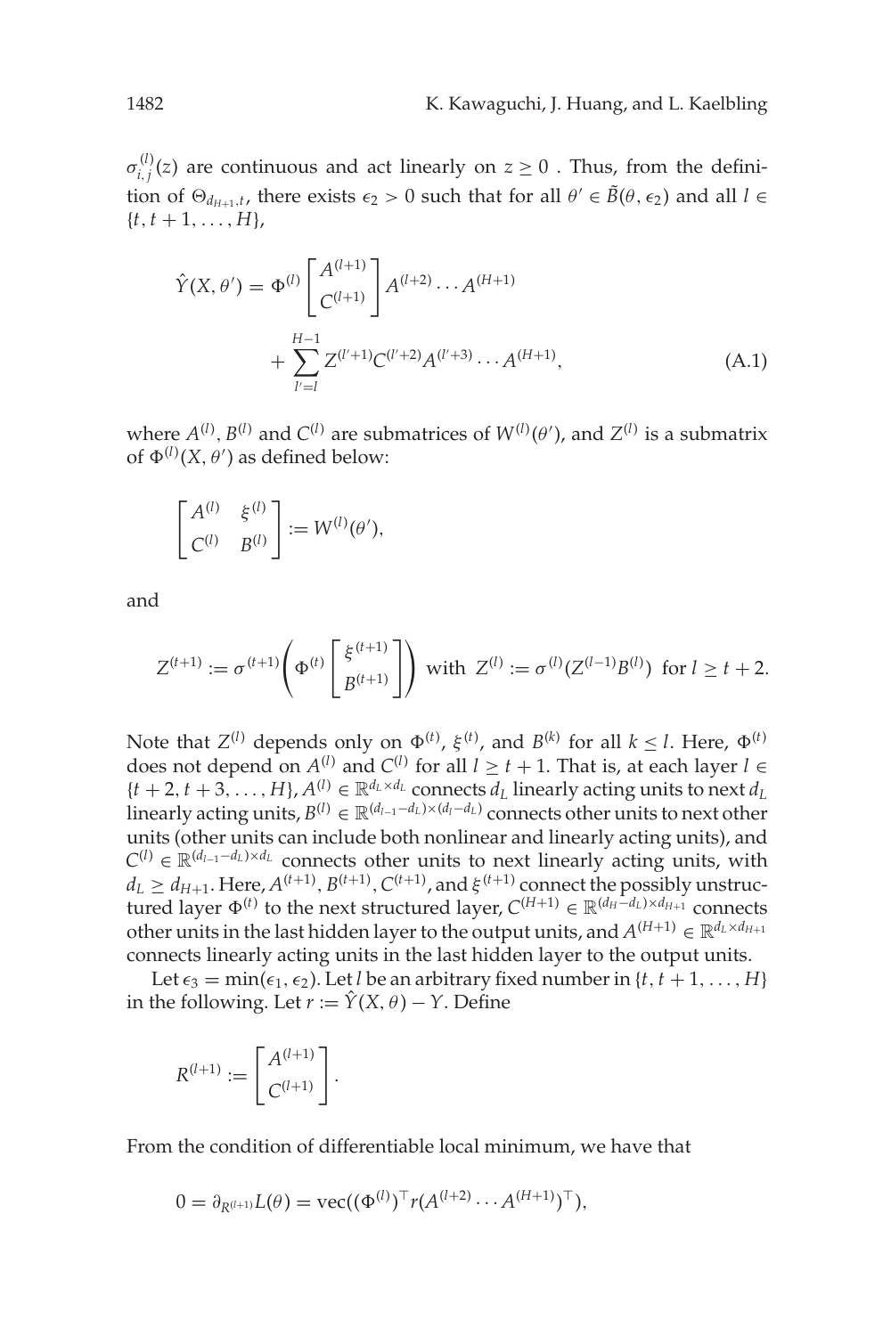$\sigma_{i,j}^{(l)}(z)$ are continuous and act linearly on $z \geq 0$ . Thus, from the definition of $\Theta_{d_{H+1},t}$, there exists $\epsilon_2 > 0$ such that for all $\theta' \in \tilde{B}(\theta, \epsilon_2)$ and all $l \in \{t, t+1, \ldots, H\}$,

$$\hat{Y}(X, \theta') = \Phi^{(l)} \begin{bmatrix} A^{(l+1)} \\ C^{(l+1)} \end{bmatrix} A^{(l+2)} \cdots A^{(H+1)} + \sum_{l'=l}^{H-1} Z^{(l'+1)} C^{(l'+2)} A^{(l'+3)} \cdots A^{(H+1)}, \tag{A.1}$$

where $A^{(l)}$, $B^{(l)}$ and $C^{(l)}$ are submatrices of $W^{(l)}(\theta')$, and $Z^{(l)}$ is a submatrix of $\Phi^{(l)}(X, \theta')$ as defined below:

$$\begin{bmatrix} A^{(l)} & \xi^{(l)} \\ C^{(l)} & B^{(l)} \end{bmatrix} := W^{(l)}(\theta'),$$

and

$$Z^{(t+1)} := \sigma^{(t+1)}\left(\Phi^{(t)} \begin{bmatrix} \xi^{(t+1)} \\ B^{(t+1)} \end{bmatrix}\right) \text{ with } Z^{(l)} := \sigma^{(l)}(Z^{(l-1)} B^{(l)}) \text{ for } l \geq t+2.$$

Note that $Z^{(l)}$ depends only on $\Phi^{(t)}$, $\xi^{(t)}$, and $B^{(k)}$ for all $k \leq l$. Here, $\Phi^{(t)}$ does not depend on $A^{(l)}$ and $C^{(l)}$ for all $l \geq t+1$. That is, at each layer $l \in \{t+2, t+3, \ldots, H\}$, $A^{(l)} \in \mathbb{R}^{d_L \times d_L}$ connects $d_L$ linearly acting units to next $d_L$ linearly acting units, $B^{(l)} \in \mathbb{R}^{(d_{l-1}-d_L)\times(d_l - d_L)}$ connects other units to next other units (other units can include both nonlinear and linearly acting units), and $C^{(l)} \in \mathbb{R}^{(d_{l-1}-d_L)\times d_L}$ connects other units to next linearly acting units, with $d_L \geq d_{H+1}$. Here, $A^{(t+1)}$, $B^{(t+1)}$, $C^{(t+1)}$, and $\xi^{(t+1)}$ connect the possibly unstructured layer $\Phi^{(t)}$ to the next structured layer, $C^{(H+1)} \in \mathbb{R}^{(d_H - d_L)\times d_{H+1}}$ connects other units in the last hidden layer to the output units, and $A^{(H+1)} \in \mathbb{R}^{d_L \times d_{H+1}}$ connects linearly acting units in the last hidden layer to the output units.

Let $\epsilon_3 = \min(\epsilon_1, \epsilon_2)$. Let $l$ be an arbitrary fixed number in $\{t, t+1, \ldots, H\}$ in the following. Let $r := \hat{Y}(X, \theta) - Y$. Define

$$R^{(l+1)} := \begin{bmatrix} A^{(l+1)} \\ C^{(l+1)} \end{bmatrix}.$$

From the condition of differentiable local minimum, we have that

$$0 = \partial_{R^{(l+1)}} L(\theta) = \text{vec}((\Phi^{(l)})^\top r (A^{(l+2)} \cdots A^{(H+1)})^\top),$$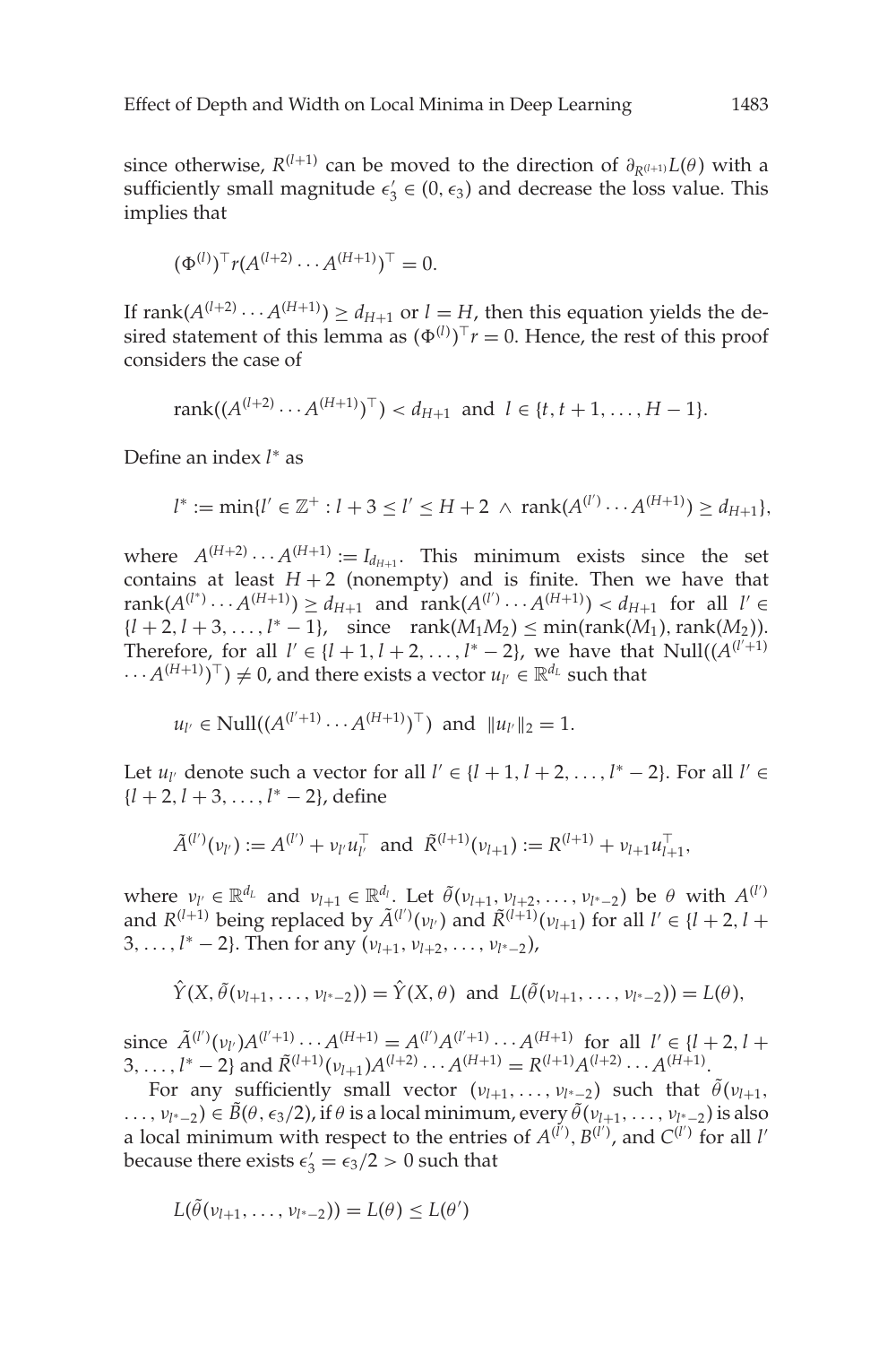since otherwise, $R^{(l+1)}$ can be moved to the direction of $\partial_{R^{(l+1)}} L(\theta)$ with a sufficiently small magnitude $\epsilon_3' \in (0, \epsilon_3)$ and decrease the loss value. This implies that

$$(\Phi^{(l)})^\top r (A^{(l+2)} \cdots A^{(H+1)})^\top = 0.$$

If $\text{rank}(A^{(l+2)} \cdots A^{(H+1)}) \geq d_{H+1}$ or $l = H$, then this equation yields the desired statement of this lemma as $(\Phi^{(l)})^\top r = 0$. Hence, the rest of this proof considers the case of

$$\text{rank}((A^{(l+2)} \cdots A^{(H+1)})^\top) < d_{H+1} \text{ and } l \in \{t, t+1, \ldots, H-1\}.$$

Define an index $l^*$ as

$$l^* := \min\{l' \in \mathbb{Z}^+ : l+3 \leq l' \leq H+2 \ \wedge \ \text{rank}(A^{(l')} \cdots A^{(H+1)}) \geq d_{H+1}\},$$

where $A^{(H+2)} \cdots A^{(H+1)} := I_{d_{H+1}}$. This minimum exists since the set contains at least $H+2$ (nonempty) and is finite. Then we have that $\text{rank}(A^{(l^*)} \cdots A^{(H+1)}) \geq d_{H+1}$ and $\text{rank}(A^{(l')} \cdots A^{(H+1)}) < d_{H+1}$ for all $l' \in \{l+2, l+3, \ldots, l^*-1\}$, since $\text{rank}(M_1 M_2) \leq \min(\text{rank}(M_1), \text{rank}(M_2))$. Therefore, for all $l' \in \{l+1, l+2, \ldots, l^*-2\}$, we have that $\text{Null}((A^{(l'+1)} \cdots A^{(H+1)})^\top) \neq 0$, and there exists a vector $u_{l'} \in \mathbb{R}^{d_L}$ such that

$$u_{l'} \in \text{Null}((A^{(l'+1)} \cdots A^{(H+1)})^\top) \text{ and } \|u_{l'}\|_2 = 1.$$

Let $u_{l'}$ denote such a vector for all $l' \in \{l+1, l+2, \ldots, l^*-2\}$. For all $l' \in \{l+2, l+3, \ldots, l^*-2\}$, define

$$\tilde{A}^{(l')}(\nu_{l'}) := A^{(l')} + \nu_{l'} u_{l'}^\top \text{ and } \tilde{R}^{(l+1)}(\nu_{l+1}) := R^{(l+1)} + \nu_{l+1} u_{l+1}^\top,$$

where $\nu_{l'} \in \mathbb{R}^{d_L}$ and $\nu_{l+1} \in \mathbb{R}^{d_l}$. Let $\tilde{\theta}(\nu_{l+1}, \nu_{l+2}, \ldots, \nu_{l^*-2})$ be $\theta$ with $A^{(l')}$ and $R^{(l+1)}$ being replaced by $\tilde{A}^{(l')}(\nu_{l'})$ and $\tilde{R}^{(l+1)}(\nu_{l+1})$ for all $l' \in \{l+2, l+3, \ldots, l^*-2\}$. Then for any $(\nu_{l+1}, \nu_{l+2}, \ldots, \nu_{l^*-2})$,

$$\hat{Y}(X, \tilde{\theta}(\nu_{l+1}, \ldots, \nu_{l^*-2})) = \hat{Y}(X, \theta) \text{ and } L(\tilde{\theta}(\nu_{l+1}, \ldots, \nu_{l^*-2})) = L(\theta),$$

since $\tilde{A}^{(l')}(\nu_{l'}) A^{(l'+1)} \cdots A^{(H+1)} = A^{(l')} A^{(l'+1)} \cdots A^{(H+1)}$ for all $l' \in \{l+2, l+3, \ldots, l^*-2\}$ and $\tilde{R}^{(l+1)}(\nu_{l+1}) A^{(l+2)} \cdots A^{(H+1)} = R^{(l+1)} A^{(l+2)} \cdots A^{(H+1)}$.

For any sufficiently small vector $(\nu_{l+1}, \ldots, \nu_{l^*-2})$ such that $\tilde{\theta}(\nu_{l+1}, \ldots, \nu_{l^*-2}) \in \tilde{B}(\theta, \epsilon_3/2)$, if $\theta$ is a local minimum, every $\tilde{\theta}(\nu_{l+1}, \ldots, \nu_{l^*-2})$ is also a local minimum with respect to the entries of $A^{(l')}$, $B^{(l')}$, and $C^{(l')}$ for all $l'$ because there exists $\epsilon_3' = \epsilon_3/2 > 0$ such that

$$L(\tilde{\theta}(\nu_{l+1}, \ldots, \nu_{l^*-2})) = L(\theta) \leq L(\theta')$$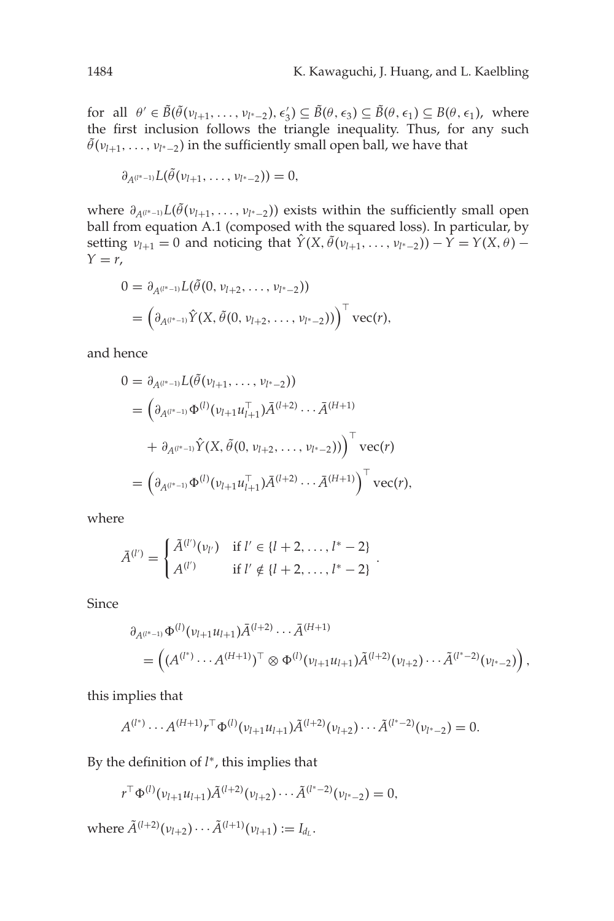for all $\theta' \in \tilde{B}(\tilde{\theta}(\nu_{l+1}, \ldots, \nu_{l^*-2}), \epsilon_3') \subseteq \tilde{B}(\theta, \epsilon_3) \subseteq \tilde{B}(\theta, \epsilon_1) \subseteq B(\theta, \epsilon_1)$, where the first inclusion follows the triangle inequality. Thus, for any such $\tilde{\theta}(\nu_{l+1}, \ldots, \nu_{l^*-2})$ in the sufficiently small open ball, we have that

$$\partial_{A^{(l^*-1)}} L(\tilde{\theta}(\nu_{l+1}, \ldots, \nu_{l^*-2})) = 0,$$

where $\partial_{A^{(l^*-1)}} L(\tilde{\theta}(\nu_{l+1}, \ldots, \nu_{l^*-2}))$ exists within the sufficiently small open ball from equation A.1 (composed with the squared loss). In particular, by setting $\nu_{l+1} = 0$ and noticing that $\hat{Y}(X, \tilde{\theta}(\nu_{l+1}, \ldots, \nu_{l^*-2})) - Y = Y(X, \theta) - Y = r$,

$$\begin{aligned}
0 &= \partial_{A^{(l^*-1)}} L(\tilde{\theta}(0, \nu_{l+2}, \ldots, \nu_{l^*-2})) \\
&= \left(\partial_{A^{(l^*-1)}} \hat{Y}(X, \tilde{\theta}(0, \nu_{l+2}, \ldots, \nu_{l^*-2}))\right)^\top \mathrm{vec}(r),
\end{aligned}$$

and hence

$$\begin{aligned}
0 &= \partial_{A^{(l^*-1)}} L(\tilde{\theta}(\nu_{l+1}, \ldots, \nu_{l^*-2})) \\
&= \Big(\partial_{A^{(l^*-1)}} \Phi^{(l)}(\nu_{l+1} u_{l+1}^\top) \bar{A}^{(l+2)} \cdots \bar{A}^{(H+1)} \\
&\quad + \partial_{A^{(l^*-1)}} \hat{Y}(X, \tilde{\theta}(0, \nu_{l+2}, \ldots, \nu_{l^*-2}))\Big)^\top \mathrm{vec}(r) \\
&= \left(\partial_{A^{(l^*-1)}} \Phi^{(l)}(\nu_{l+1} u_{l+1}^\top) \bar{A}^{(l+2)} \cdots \bar{A}^{(H+1)}\right)^\top \mathrm{vec}(r),
\end{aligned}$$

where

$$\bar{A}^{(l')} = \begin{cases} \tilde{A}^{(l')}(\nu_{l'}) & \text{if } l' \in \{l+2, \ldots, l^*-2\} \\ A^{(l')} & \text{if } l' \notin \{l+2, \ldots, l^*-2\} \end{cases}.$$

Since

$$\begin{aligned}
&\partial_{A^{(l^*-1)}} \Phi^{(l)}(\nu_{l+1} u_{l+1}) \bar{A}^{(l+2)} \cdots \bar{A}^{(H+1)} \\
&\quad = \left((A^{(l^*)} \cdots A^{(H+1)})^\top \otimes \Phi^{(l)}(\nu_{l+1} u_{l+1}) \tilde{A}^{(l+2)}(\nu_{l+2}) \cdots \tilde{A}^{(l^*-2)}(\nu_{l^*-2})\right),
\end{aligned}$$

this implies that

$$A^{(l^*)} \cdots A^{(H+1)} r^\top \Phi^{(l)}(\nu_{l+1} u_{l+1}) \tilde{A}^{(l+2)}(\nu_{l+2}) \cdots \tilde{A}^{(l^*-2)}(\nu_{l^*-2}) = 0.$$

By the definition of $l^*$, this implies that

$$r^\top \Phi^{(l)}(\nu_{l+1} u_{l+1}) \tilde{A}^{(l+2)}(\nu_{l+2}) \cdots \tilde{A}^{(l^*-2)}(\nu_{l^*-2}) = 0,$$

where $\tilde{A}^{(l+2)}(\nu_{l+2}) \cdots \tilde{A}^{(l+1)}(\nu_{l+1}) := I_{d_L}$.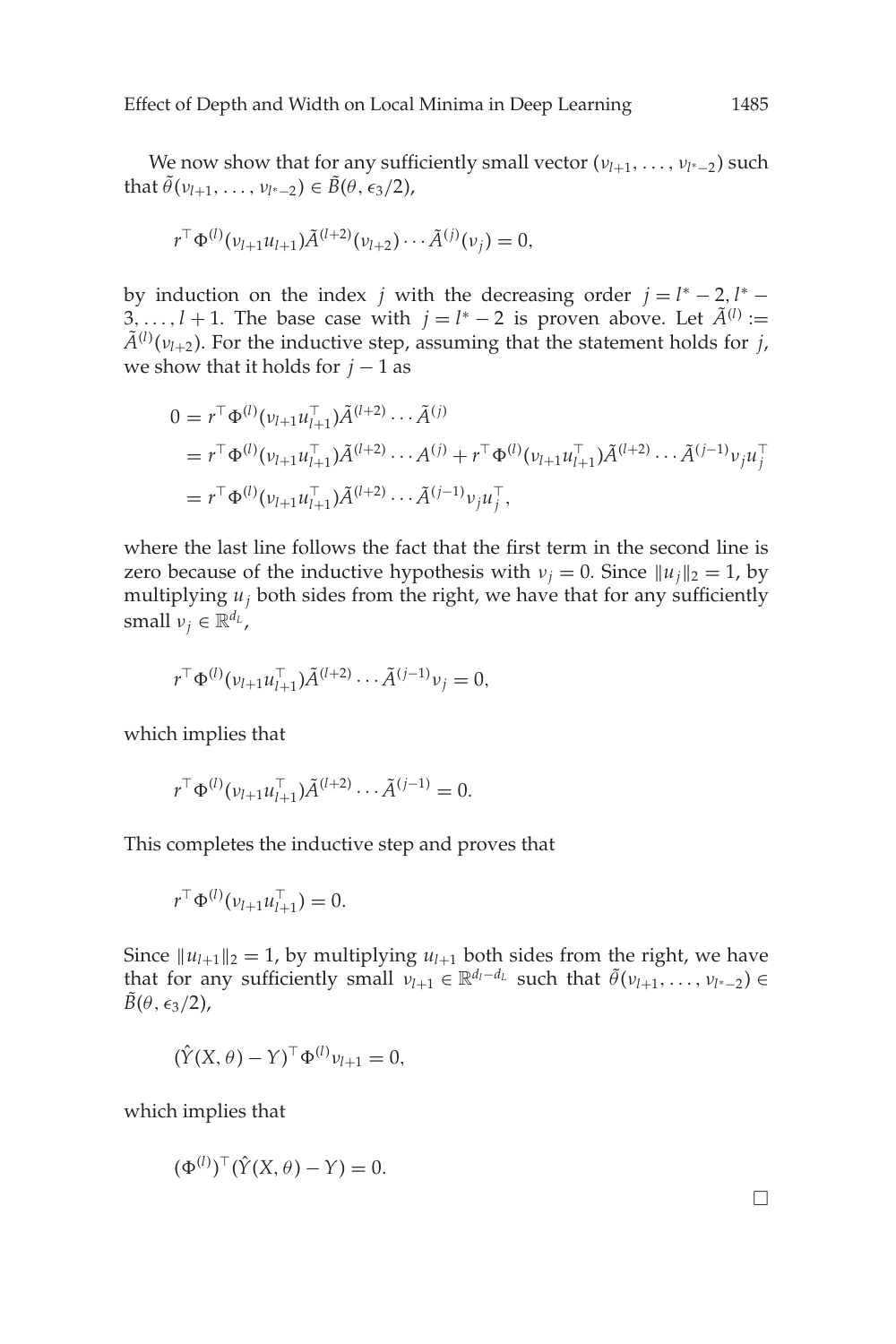We now show that for any sufficiently small vector $(\nu_{l+1}, \ldots, \nu_{l^*-2})$ such that $\tilde{\theta}(\nu_{l+1}, \ldots, \nu_{l^*-2}) \in \tilde{B}(\theta, \epsilon_3/2)$,

$$r^\top \Phi^{(l)}(\nu_{l+1} u_{l+1}) \tilde{A}^{(l+2)}(\nu_{l+2}) \cdots \tilde{A}^{(j)}(\nu_j) = 0,$$

by induction on the index $j$ with the decreasing order $j = l^* - 2, l^* - 3, \ldots, l+1$. The base case with $j = l^* - 2$ is proven above. Let $\tilde{A}^{(l)} := \tilde{A}^{(l)}(\nu_{l+2})$. For the inductive step, assuming that the statement holds for $j$, we show that it holds for $j-1$ as

$$\begin{aligned}
0 &= r^\top \Phi^{(l)}(\nu_{l+1} u_{l+1}^\top) \tilde{A}^{(l+2)} \cdots \tilde{A}^{(j)} \\
&= r^\top \Phi^{(l)}(\nu_{l+1} u_{l+1}^\top) \tilde{A}^{(l+2)} \cdots A^{(j)} + r^\top \Phi^{(l)}(\nu_{l+1} u_{l+1}^\top) \tilde{A}^{(l+2)} \cdots \tilde{A}^{(j-1)} \nu_j u_j^\top \\
&= r^\top \Phi^{(l)}(\nu_{l+1} u_{l+1}^\top) \tilde{A}^{(l+2)} \cdots \tilde{A}^{(j-1)} \nu_j u_j^\top,
\end{aligned}$$

where the last line follows the fact that the first term in the second line is zero because of the inductive hypothesis with $\nu_j = 0$. Since $\|u_j\|_2 = 1$, by multiplying $u_j$ both sides from the right, we have that for any sufficiently small $\nu_j \in \mathbb{R}^{d_L}$,

$$r^\top \Phi^{(l)}(\nu_{l+1} u_{l+1}^\top) \tilde{A}^{(l+2)} \cdots \tilde{A}^{(j-1)} \nu_j = 0,$$

which implies that

$$r^\top \Phi^{(l)}(\nu_{l+1} u_{l+1}^\top) \tilde{A}^{(l+2)} \cdots \tilde{A}^{(j-1)} = 0.$$

This completes the inductive step and proves that

$$r^\top \Phi^{(l)}(\nu_{l+1} u_{l+1}^\top) = 0.$$

Since $\|u_{l+1}\|_2 = 1$, by multiplying $u_{l+1}$ both sides from the right, we have that for any sufficiently small $\nu_{l+1} \in \mathbb{R}^{d_l - d_L}$ such that $\tilde{\theta}(\nu_{l+1}, \ldots, \nu_{l^*-2}) \in \tilde{B}(\theta, \epsilon_3/2)$,

$$(\hat{Y}(X, \theta) - Y)^\top \Phi^{(l)} \nu_{l+1} = 0,$$

which implies that

$$(\Phi^{(l)})^\top (\hat{Y}(X, \theta) - Y) = 0.$$

□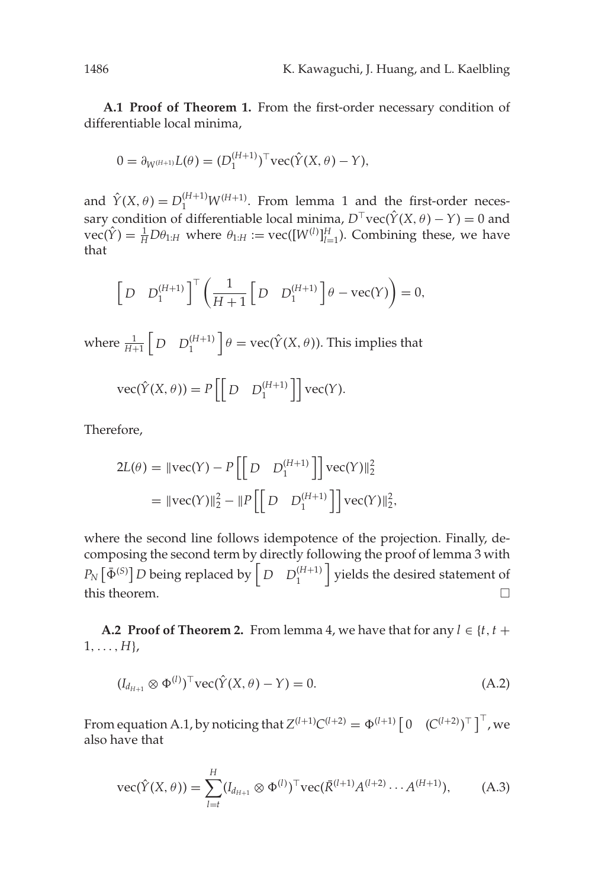**A.1 Proof of Theorem 1.** From the first-order necessary condition of differentiable local minima,

$$0 = \partial_{W^{(H+1)}} L(\theta) = (D_1^{(H+1)})^\top \mathrm{vec}(\hat{Y}(X,\theta) - Y),$$

and $\hat{Y}(X,\theta) = D_1^{(H+1)} W^{(H+1)}$. From lemma 1 and the first-order necessary condition of differentiable local minima, $D^\top \mathrm{vec}(\hat{Y}(X,\theta) - Y) = 0$ and $\mathrm{vec}(\hat{Y}) = \frac{1}{H} D\theta_{1:H}$ where $\theta_{1:H} := \mathrm{vec}([W^{(l)}]_{l=1}^{H})$. Combining these, we have that

$$\begin{bmatrix} D & D_1^{(H+1)} \end{bmatrix}^\top \left( \frac{1}{H+1} \begin{bmatrix} D & D_1^{(H+1)} \end{bmatrix} \theta - \mathrm{vec}(Y) \right) = 0,$$

where $\frac{1}{H+1} \begin{bmatrix} D & D_1^{(H+1)} \end{bmatrix} \theta = \mathrm{vec}(\hat{Y}(X,\theta))$. This implies that

$$\mathrm{vec}(\hat{Y}(X,\theta)) = P\left[\begin{bmatrix} D & D_1^{(H+1)} \end{bmatrix}\right] \mathrm{vec}(Y).$$

Therefore,

$$\begin{aligned} 2L(\theta) &= \|\mathrm{vec}(Y) - P\left[\begin{bmatrix} D & D_1^{(H+1)} \end{bmatrix}\right] \mathrm{vec}(Y)\|_2^2 \\ &= \|\mathrm{vec}(Y)\|_2^2 - \|P\left[\begin{bmatrix} D & D_1^{(H+1)} \end{bmatrix}\right] \mathrm{vec}(Y)\|_2^2, \end{aligned}$$

where the second line follows idempotence of the projection. Finally, decomposing the second term by directly following the proof of lemma 3 with $P_N\left[\bar{\Phi}^{(S)}\right] D$ being replaced by $\begin{bmatrix} D & D_1^{(H+1)} \end{bmatrix}$ yields the desired statement of this theorem. □

**A.2 Proof of Theorem 2.** From lemma 4, we have that for any $l \in \{t, t+1, \ldots, H\}$,

$$(I_{d_{H+1}} \otimes \Phi^{(l)})^\top \mathrm{vec}(\hat{Y}(X,\theta) - Y) = 0. \tag{A.2}$$

From equation A.1, by noticing that $Z^{(l+1)} C^{(l+2)} = \Phi^{(l+1)} \begin{bmatrix} 0 & (C^{(l+2)})^\top \end{bmatrix}^\top$, we also have that

$$\mathrm{vec}(\hat{Y}(X,\theta)) = \sum_{l=t}^{H} (I_{d_{H+1}} \otimes \Phi^{(l)})^\top \mathrm{vec}(\bar{R}^{(l+1)} A^{(l+2)} \cdots A^{(H+1)}), \tag{A.3}$$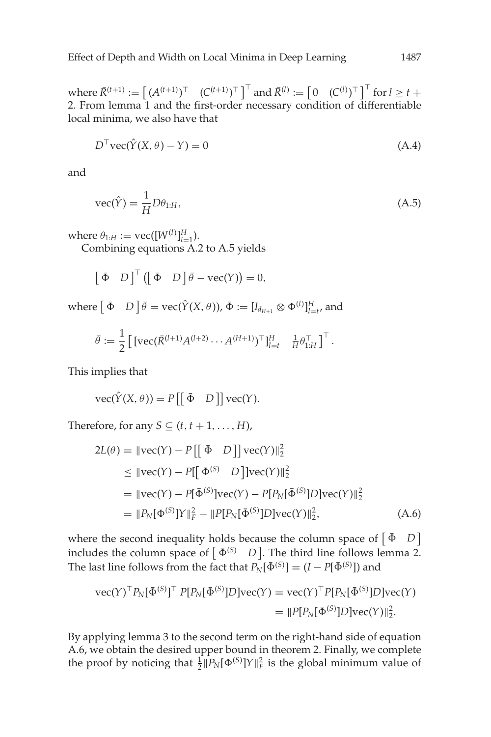where $\bar{R}^{(t+1)} := \left[ (A^{(t+1)})^\top \quad (C^{(t+1)})^\top \right]^\top$ and $\bar{R}^{(l)} := \left[ 0 \quad (C^{(l)})^\top \right]^\top$ for $l \geq t + 2$. From lemma 1 and the first-order necessary condition of differentiable local minima, we also have that

$$D^\top \mathrm{vec}(\hat{Y}(X, \theta) - Y) = 0 \tag{A.4}$$

and

$$\mathrm{vec}(\hat{Y}) = \frac{1}{H} D \theta_{1:H}, \tag{A.5}$$

where $\theta_{1:H} := \mathrm{vec}([W^{(l)}]_{l=1}^H)$.

Combining equations A.2 to A.5 yields

$$\left[ \bar{\Phi} \quad D \right]^\top \left( \left[ \bar{\Phi} \quad D \right] \bar{\theta} - \mathrm{vec}(Y) \right) = 0,$$

where $\left[ \bar{\Phi} \quad D \right] \bar{\theta} = \mathrm{vec}(\hat{Y}(X, \theta))$, $\bar{\Phi} := [I_{d_{H+1}} \otimes \Phi^{(l)}]_{l=t}^H$, and

$$\bar{\theta} := \frac{1}{2} \left[ [\mathrm{vec}(\bar{R}^{(l+1)} A^{(l+2)} \cdots A^{(H+1)})^\top]_{l=t}^H \quad \tfrac{1}{H} \theta_{1:H}^\top \right]^\top.$$

This implies that

$$\mathrm{vec}(\hat{Y}(X, \theta)) = P\left[\left[ \bar{\Phi} \quad D \right]\right] \mathrm{vec}(Y).$$

Therefore, for any $S \subseteq (t, t+1, \ldots, H)$,

$$\begin{aligned}
2L(\theta) &= \|\mathrm{vec}(Y) - P\left[\left[ \bar{\Phi} \quad D \right]\right] \mathrm{vec}(Y)\|_2^2 \\
&\leq \|\mathrm{vec}(Y) - P[\left[ \bar{\Phi}^{(S)} \quad D \right]] \mathrm{vec}(Y)\|_2^2 \\
&= \|\mathrm{vec}(Y) - P[\bar{\Phi}^{(S)}]\mathrm{vec}(Y) - P[P_N[\bar{\Phi}^{(S)}]D]\mathrm{vec}(Y)\|_2^2 \\
&= \|P_N[\Phi^{(S)}]Y\|_F^2 - \|P[P_N[\bar{\Phi}^{(S)}]D]\mathrm{vec}(Y)\|_2^2,
\end{aligned} \tag{A.6}$$

where the second inequality holds because the column space of $\left[ \bar{\Phi} \quad D \right]$ includes the column space of $\left[ \bar{\Phi}^{(S)} \quad D \right]$. The third line follows lemma 2. The last line follows from the fact that $P_N[\bar{\Phi}^{(S)}] = (I - P[\bar{\Phi}^{(S)}])$ and

$$\begin{aligned}
\mathrm{vec}(Y)^\top P_N[\bar{\Phi}^{(S)}]^\top P[P_N[\bar{\Phi}^{(S)}]D]\mathrm{vec}(Y) &= \mathrm{vec}(Y)^\top P[P_N[\bar{\Phi}^{(S)}]D]\mathrm{vec}(Y) \\
&= \|P[P_N[\bar{\Phi}^{(S)}]D]\mathrm{vec}(Y)\|_2^2.
\end{aligned}$$

By applying lemma 3 to the second term on the right-hand side of equation A.6, we obtain the desired upper bound in theorem 2. Finally, we complete the proof by noticing that $\frac{1}{2}\|P_N[\Phi^{(S)}]Y\|_F^2$ is the global minimum value of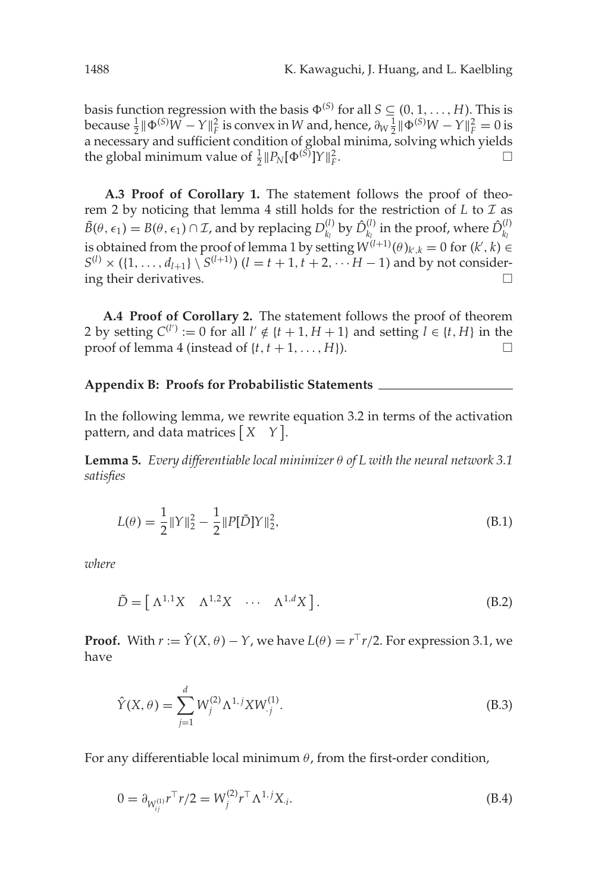basis function regression with the basis $\Phi^{(S)}$ for all $S \subseteq (0, 1, \ldots, H)$. This is because $\frac{1}{2}\|\Phi^{(S)}W - Y\|_F^2$ is convex in $W$ and, hence, $\partial_W \frac{1}{2}\|\Phi^{(S)}W - Y\|_F^2 = 0$ is a necessary and sufficient condition of global minima, solving which yields the global minimum value of $\frac{1}{2}\|P_N[\Phi^{(S)}]Y\|_F^2$. □

**A.3 Proof of Corollary 1.** The statement follows the proof of theorem 2 by noticing that lemma 4 still holds for the restriction of $L$ to $\mathcal{I}$ as $\tilde{B}(\theta, \epsilon_1) = B(\theta, \epsilon_1) \cap \mathcal{I}$, and by replacing $D_{k_l}^{(l)}$ by $\hat{D}_{k_l}^{(l)}$ in the proof, where $\hat{D}_{k_l}^{(l)}$ is obtained from the proof of lemma 1 by setting $W^{(l+1)}(\theta)_{k',k} = 0$ for $(k', k) \in S^{(l)} \times (\{1, \ldots, d_{l+1}\} \setminus S^{(l+1)})$ $(l = t+1, t+2, \cdots H-1)$ and by not considering their derivatives. □

**A.4 Proof of Corollary 2.** The statement follows the proof of theorem 2 by setting $C^{(l')} := 0$ for all $l' \notin \{t+1, H+1\}$ and setting $l \in \{t, H\}$ in the proof of lemma 4 (instead of $\{t, t+1, \ldots, H\}$). □

## Appendix B: Proofs for Probabilistic Statements

In the following lemma, we rewrite equation 3.2 in terms of the activation pattern, and data matrices $\begin{bmatrix} X & Y \end{bmatrix}$.

**Lemma 5.** *Every differentiable local minimizer $\theta$ of $L$ with the neural network 3.1 satisfies*

$$L(\theta) = \frac{1}{2}\|Y\|_2^2 - \frac{1}{2}\|P[\tilde{D}]Y\|_2^2, \tag{B.1}$$

*where*

$$\tilde{D} = \begin{bmatrix} \Lambda^{1,1}X & \Lambda^{1,2}X & \cdots & \Lambda^{1,d}X \end{bmatrix}. \tag{B.2}$$

**Proof.** With $r := \hat{Y}(X, \theta) - Y$, we have $L(\theta) = r^\top r/2$. For expression 3.1, we have

$$\hat{Y}(X, \theta) = \sum_{j=1}^{d} W_j^{(2)} \Lambda^{1,j} X W_{\cdot j}^{(1)}. \tag{B.3}$$

For any differentiable local minimum $\theta$, from the first-order condition,

$$0 = \partial_{W_{ij}^{(1)}} r^\top r/2 = W_j^{(2)} r^\top \Lambda^{1,j} X_{\cdot i}. \tag{B.4}$$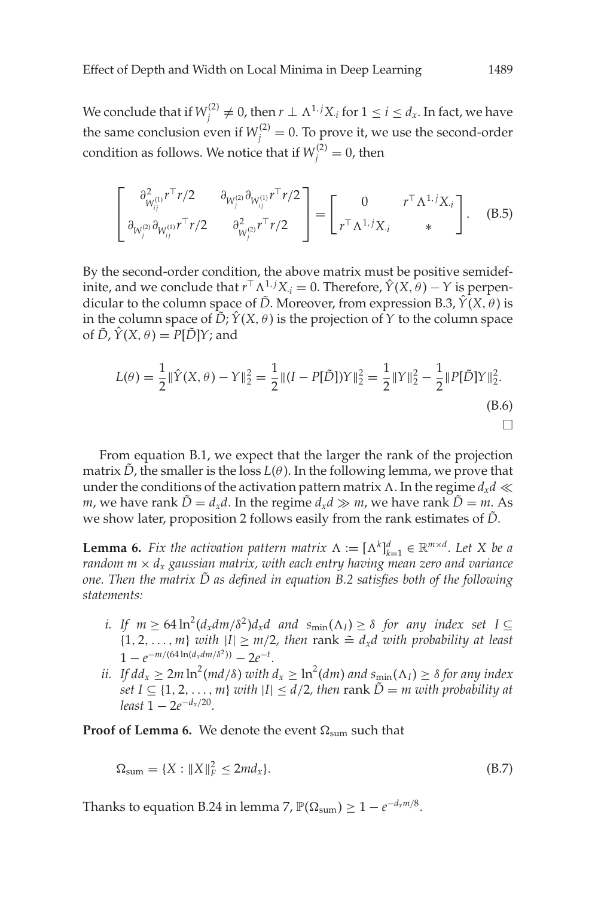We conclude that if $W_j^{(2)} \neq 0$, then $r \perp \Lambda^{1,j} X_{\cdot i}$ for $1 \leq i \leq d_x$. In fact, we have the same conclusion even if $W_j^{(2)} = 0$. To prove it, we use the second-order condition as follows. We notice that if $W_j^{(2)} = 0$, then

$$\begin{bmatrix} \partial^2_{W_{ij}^{(1)}} r^\top r/2 & \partial_{W_j^{(2)}} \partial_{W_{ij}^{(1)}} r^\top r/2 \\ \partial_{W_j^{(2)}} \partial_{W_{ij}^{(1)}} r^\top r/2 & \partial^2_{W_j^{(2)}} r^\top r/2 \end{bmatrix} = \begin{bmatrix} 0 & r^\top \Lambda^{1,j} X_{\cdot i} \\ r^\top \Lambda^{1,j} X_{\cdot i} & * \end{bmatrix}. \tag{B.5}$$

By the second-order condition, the above matrix must be positive semidefinite, and we conclude that $r^\top \Lambda^{1,j} X_{\cdot i} = 0$. Therefore, $\hat{Y}(X, \theta) - Y$ is perpendicular to the column space of $\tilde{D}$. Moreover, from expression B.3, $\hat{Y}(X, \theta)$ is in the column space of $\tilde{D}$; $\hat{Y}(X, \theta)$ is the projection of $Y$ to the column space of $\tilde{D}$, $\hat{Y}(X, \theta) = P[\tilde{D}]Y$; and

$$L(\theta) = \frac{1}{2} \|\hat{Y}(X, \theta) - Y\|_2^2 = \frac{1}{2} \|(I - P[\tilde{D}])Y\|_2^2 = \frac{1}{2} \|Y\|_2^2 - \frac{1}{2} \|P[\tilde{D}]Y\|_2^2. \tag{B.6}$$

□

From equation B.1, we expect that the larger the rank of the projection matrix $\tilde{D}$, the smaller is the loss $L(\theta)$. In the following lemma, we prove that under the conditions of the activation pattern matrix $\Lambda$. In the regime $d_x d \ll m$, we have rank $\tilde{D} = d_x d$. In the regime $d_x d \gg m$, we have rank $\tilde{D} = m$. As we show later, proposition 2 follows easily from the rank estimates of $\tilde{D}$.

**Lemma 6.** *Fix the activation pattern matrix $\Lambda := [\Lambda^k]_{k=1}^d \in \mathbb{R}^{m \times d}$. Let $X$ be a random $m \times d_x$ gaussian matrix, with each entry having mean zero and variance one. Then the matrix $\tilde{D}$ as defined in equation B.2 satisfies both of the following statements:*

- *i. If $m \geq 64 \ln^2(d_x dm/\delta^2) d_x d$ and $s_{\min}(\Lambda_I) \geq \delta$ for any index set $I \subseteq \{1, 2, \ldots, m\}$ with $|I| \geq m/2$, then rank $\doteq d_x d$ with probability at least $1 - e^{-m/(64 \ln(d_x dm/\delta^2))} - 2e^{-t}$.*
- *ii. If $dd_x \geq 2m \ln^2(md/\delta)$ with $d_x \geq \ln^2(dm)$ and $s_{\min}(\Lambda_I) \geq \delta$ for any index set $I \subseteq \{1, 2, \ldots, m\}$ with $|I| \leq d/2$, then rank $\tilde{D} = m$ with probability at least $1 - 2e^{-d_x/20}$.*

**Proof of Lemma 6.** We denote the event $\Omega_{\text{sum}}$ such that

$$\Omega_{\text{sum}} = \{X : \|X\|_F^2 \leq 2md_x\}. \tag{B.7}$$

Thanks to equation B.24 in lemma 7, $\mathbb{P}(\Omega_{\text{sum}}) \geq 1 - e^{-d_x m/8}$.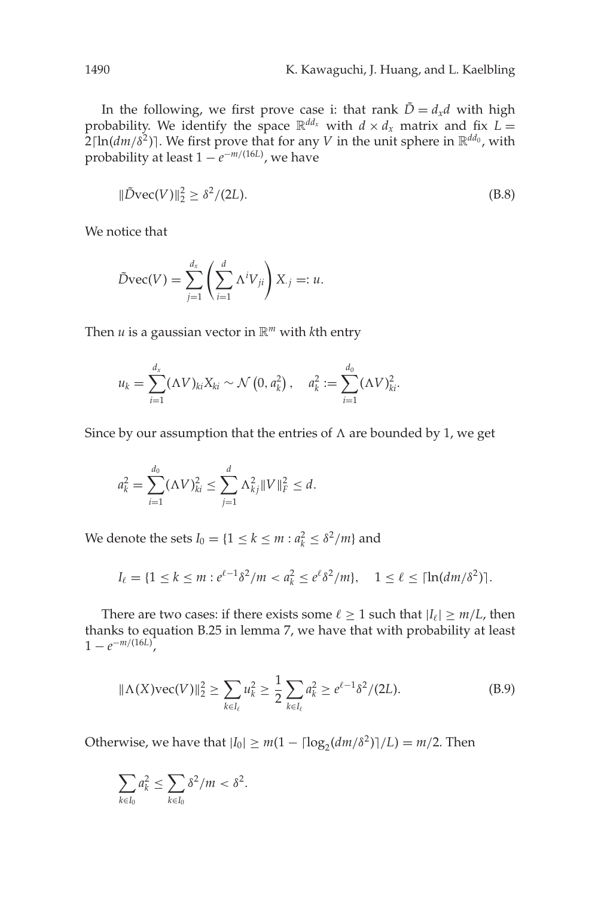In the following, we first prove case i: that rank $\tilde{D} = d_x d$ with high probability. We identify the space $\mathbb{R}^{dd_x}$ with $d \times d_x$ matrix and fix $L = 2\lceil \ln(dm/\delta^2) \rceil$. We first prove that for any $V$ in the unit sphere in $\mathbb{R}^{dd_0}$, with probability at least $1 - e^{-m/(16L)}$, we have

$$\|\tilde{D}\text{vec}(V)\|_2^2 \geq \delta^2/(2L). \tag{B.8}$$

We notice that

$$\tilde{D}\text{vec}(V) = \sum_{j=1}^{d_x} \left( \sum_{i=1}^{d} \Lambda^i V_{ji} \right) X_{\cdot j} =: u.$$

Then $u$ is a gaussian vector in $\mathbb{R}^m$ with $k$th entry

$$u_k = \sum_{i=1}^{d_x} (\Lambda V)_{ki} X_{ki} \sim \mathcal{N}\left(0, a_k^2\right), \quad a_k^2 := \sum_{i=1}^{d_0} (\Lambda V)_{ki}^2.$$

Since by our assumption that the entries of $\Lambda$ are bounded by 1, we get

$$a_k^2 = \sum_{i=1}^{d_0} (\Lambda V)_{ki}^2 \leq \sum_{j=1}^{d} \Lambda_{kj}^2 \|V\|_F^2 \leq d.$$

We denote the sets $I_0 = \{1 \leq k \leq m : a_k^2 \leq \delta^2/m\}$ and

$$I_\ell = \{1 \leq k \leq m : e^{\ell-1}\delta^2/m < a_k^2 \leq e^\ell \delta^2/m\}, \quad 1 \leq \ell \leq \lceil \ln(dm/\delta^2) \rceil.$$

There are two cases: if there exists some $\ell \geq 1$ such that $|I_\ell| \geq m/L$, then thanks to equation B.25 in lemma 7, we have that with probability at least $1 - e^{-m/(16L)}$,

$$\|\Lambda(X)\text{vec}(V)\|_2^2 \geq \sum_{k \in I_\ell} u_k^2 \geq \frac{1}{2} \sum_{k \in I_\ell} a_k^2 \geq e^{\ell-1}\delta^2/(2L). \tag{B.9}$$

Otherwise, we have that $|I_0| \geq m(1 - \lceil \log_2(dm/\delta^2) \rceil / L) = m/2$. Then

$$\sum_{k \in I_0} a_k^2 \leq \sum_{k \in I_0} \delta^2/m < \delta^2.$$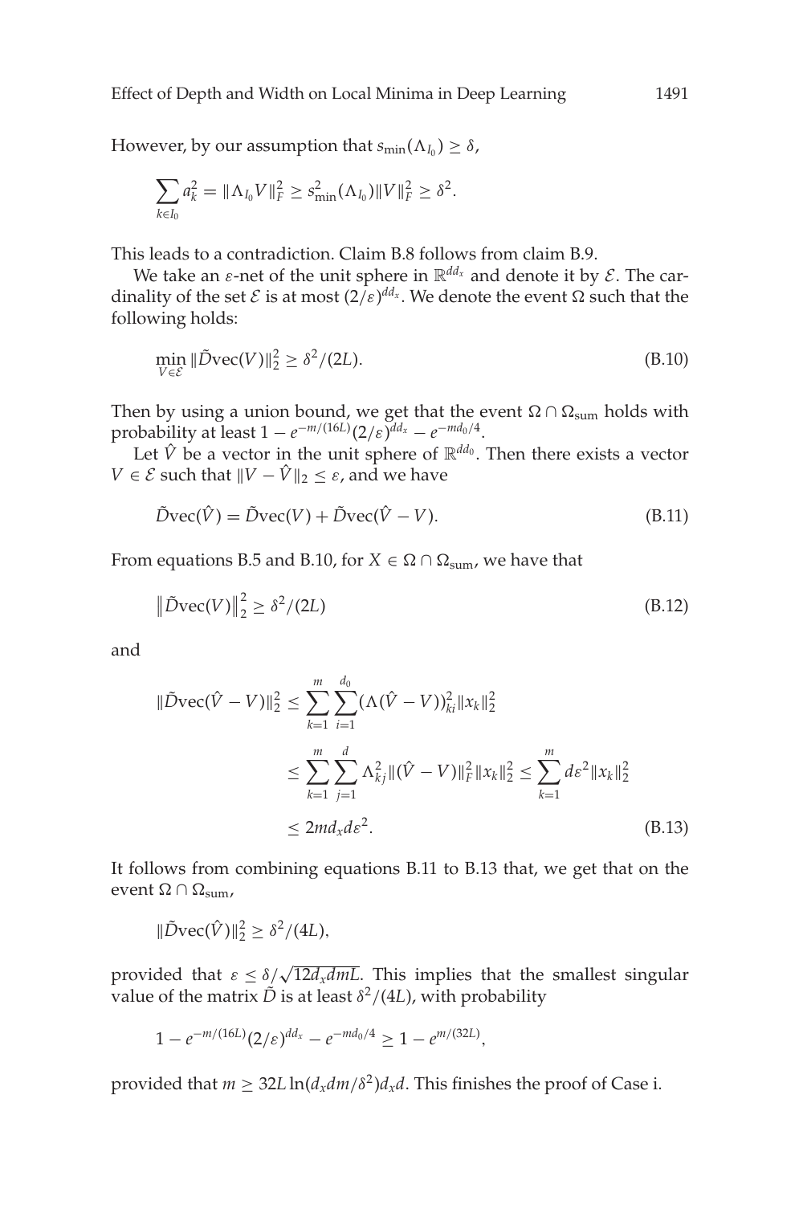However, by our assumption that $s_{\min}(\Lambda_{I_0}) \geq \delta$,

$$\sum_{k \in I_0} a_k^2 = \|\Lambda_{I_0} V\|_F^2 \geq s_{\min}^2(\Lambda_{I_0}) \|V\|_F^2 \geq \delta^2.$$

This leads to a contradiction. Claim B.8 follows from claim B.9.

We take an $\varepsilon$-net of the unit sphere in $\mathbb{R}^{dd_x}$ and denote it by $\mathcal{E}$. The cardinality of the set $\mathcal{E}$ is at most $(2/\varepsilon)^{dd_x}$. We denote the event $\Omega$ such that the following holds:

$$\min_{V \in \mathcal{E}} \|\tilde{D}\mathrm{vec}(V)\|_2^2 \geq \delta^2/(2L). \tag{B.10}$$

Then by using a union bound, we get that the event $\Omega \cap \Omega_{\mathrm{sum}}$ holds with probability at least $1 - e^{-m/(16L)}(2/\varepsilon)^{dd_x} - e^{-md_0/4}$.

Let $\hat{V}$ be a vector in the unit sphere of $\mathbb{R}^{dd_0}$. Then there exists a vector $V \in \mathcal{E}$ such that $\|V - \hat{V}\|_2 \leq \varepsilon$, and we have

$$\tilde{D}\mathrm{vec}(\hat{V}) = \tilde{D}\mathrm{vec}(V) + \tilde{D}\mathrm{vec}(\hat{V} - V). \tag{B.11}$$

From equations B.5 and B.10, for $X \in \Omega \cap \Omega_{\mathrm{sum}}$, we have that

$$\left\|\tilde{D}\mathrm{vec}(V)\right\|_2^2 \geq \delta^2/(2L) \tag{B.12}$$

and

$$\begin{aligned}
\|\tilde{D}\mathrm{vec}(\hat{V} - V)\|_2^2 &\leq \sum_{k=1}^{m} \sum_{i=1}^{d_0} (\Lambda(\hat{V} - V))_{ki}^2 \|x_k\|_2^2 \\
&\leq \sum_{k=1}^{m} \sum_{j=1}^{d} \Lambda_{kj}^2 \|(\hat{V} - V)\|_F^2 \|x_k\|_2^2 \leq \sum_{k=1}^{m} d\varepsilon^2 \|x_k\|_2^2 \\
&\leq 2md_x d\varepsilon^2.
\end{aligned} \tag{B.13}$$

It follows from combining equations B.11 to B.13 that, we get that on the event $\Omega \cap \Omega_{\mathrm{sum}}$,

$$\|\tilde{D}\mathrm{vec}(\hat{V})\|_2^2 \geq \delta^2/(4L),$$

provided that $\varepsilon \leq \delta/\sqrt{12 d_x d m L}$. This implies that the smallest singular value of the matrix $\tilde{D}$ is at least $\delta^2/(4L)$, with probability

$$1 - e^{-m/(16L)}(2/\varepsilon)^{dd_x} - e^{-md_0/4} \geq 1 - e^{m/(32L)},$$

provided that $m \geq 32L \ln(d_x dm/\delta^2) d_x d$. This finishes the proof of Case i.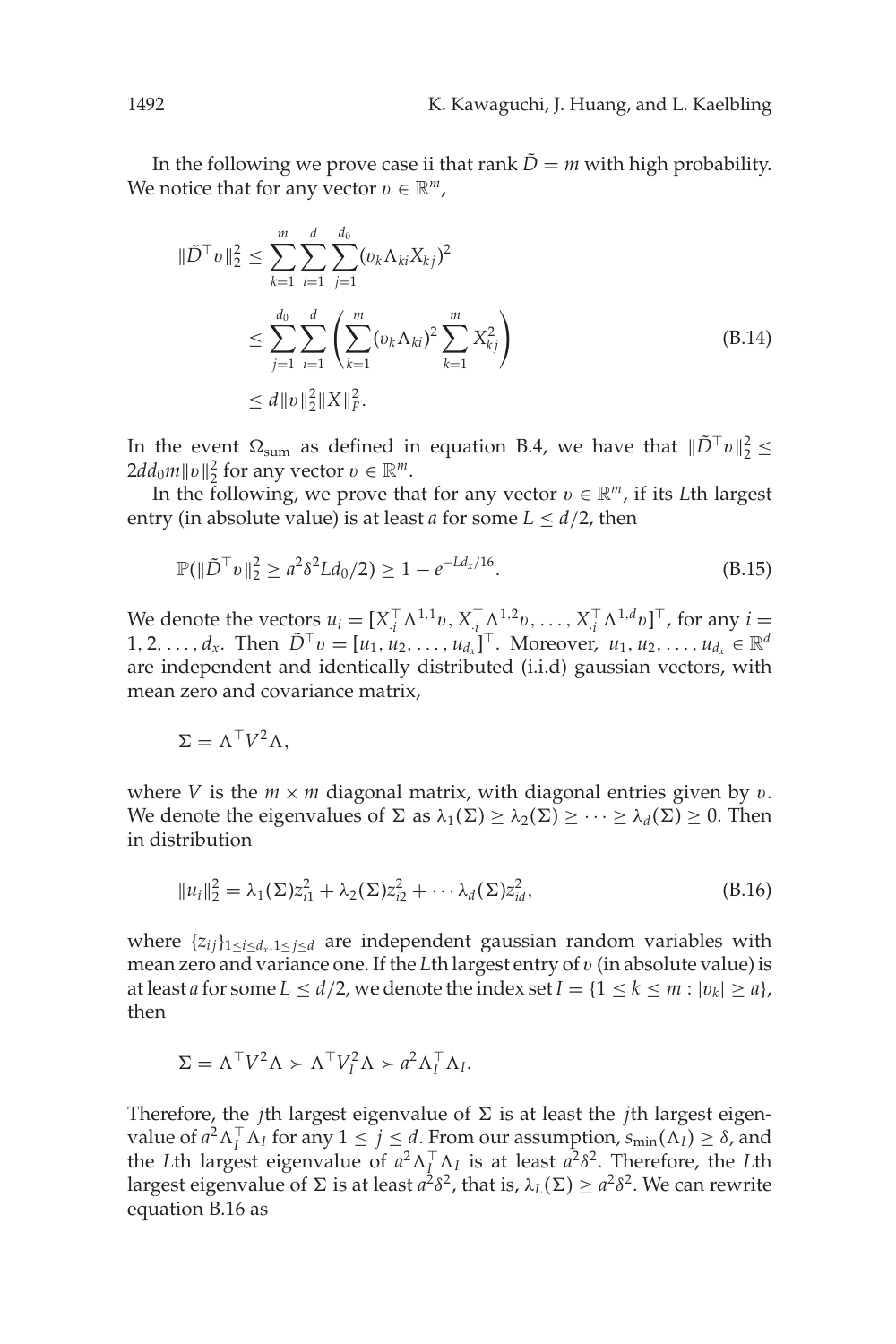In the following we prove case ii that rank $\tilde{D} = m$ with high probability. We notice that for any vector $v \in \mathbb{R}^m$,

$$
\begin{aligned}
\|\tilde{D}^\top v\|_2^2 &\leq \sum_{k=1}^{m}\sum_{i=1}^{d}\sum_{j=1}^{d_0}(v_k \Lambda_{ki} X_{kj})^2 \\
&\leq \sum_{j=1}^{d_0}\sum_{i=1}^{d}\left(\sum_{k=1}^{m}(v_k\Lambda_{ki})^2 \sum_{k=1}^{m} X_{kj}^2\right) \\
&\leq d\|v\|_2^2 \|X\|_F^2.
\end{aligned}
\tag{B.14}
$$

In the event $\Omega_{\text{sum}}$ as defined in equation B.4, we have that $\|\tilde{D}^\top v\|_2^2 \leq 2dd_0 m\|v\|_2^2$ for any vector $v \in \mathbb{R}^m$.

In the following, we prove that for any vector $v \in \mathbb{R}^m$, if its $L$th largest entry (in absolute value) is at least $a$ for some $L \leq d/2$, then

$$
\mathbb{P}(\|\tilde{D}^\top v\|_2^2 \geq a^2\delta^2 L d_0/2) \geq 1 - e^{-Ld_x/16}. \tag{B.15}
$$

We denote the vectors $u_i = [X_{\cdot i}^\top \Lambda^{1,1} v, X_{\cdot i}^\top \Lambda^{1,2} v, \ldots, X_{\cdot i}^\top \Lambda^{1,d} v]^\top$, for any $i = 1, 2, \ldots, d_x$. Then $\tilde{D}^\top v = [u_1, u_2, \ldots, u_{d_x}]^\top$. Moreover, $u_1, u_2, \ldots, u_{d_x} \in \mathbb{R}^d$ are independent and identically distributed (i.i.d) gaussian vectors, with mean zero and covariance matrix,

$$
\Sigma = \Lambda^\top V^2 \Lambda,
$$

where $V$ is the $m \times m$ diagonal matrix, with diagonal entries given by $v$. We denote the eigenvalues of $\Sigma$ as $\lambda_1(\Sigma) \geq \lambda_2(\Sigma) \geq \cdots \geq \lambda_d(\Sigma) \geq 0$. Then in distribution

$$
\|u_i\|_2^2 = \lambda_1(\Sigma) z_{i1}^2 + \lambda_2(\Sigma) z_{i2}^2 + \cdots \lambda_d(\Sigma) z_{id}^2, \tag{B.16}
$$

where $\{z_{ij}\}_{1\leq i\leq d_x, 1\leq j\leq d}$ are independent gaussian random variables with mean zero and variance one. If the $L$th largest entry of $v$ (in absolute value) is at least $a$ for some $L \leq d/2$, we denote the index set $I = \{1 \leq k \leq m : |v_k| \geq a\}$, then

$$
\Sigma = \Lambda^\top V^2 \Lambda \succ \Lambda^\top V_I^2 \Lambda \succ a^2 \Lambda_I^\top \Lambda_I.
$$

Therefore, the $j$th largest eigenvalue of $\Sigma$ is at least the $j$th largest eigenvalue of $a^2\Lambda_I^\top \Lambda_I$ for any $1 \leq j \leq d$. From our assumption, $s_{\min}(\Lambda_I) \geq \delta$, and the $L$th largest eigenvalue of $a^2\Lambda_I^\top \Lambda_I$ is at least $a^2\delta^2$. Therefore, the $L$th largest eigenvalue of $\Sigma$ is at least $a^2\delta^2$, that is, $\lambda_L(\Sigma) \geq a^2\delta^2$. We can rewrite equation B.16 as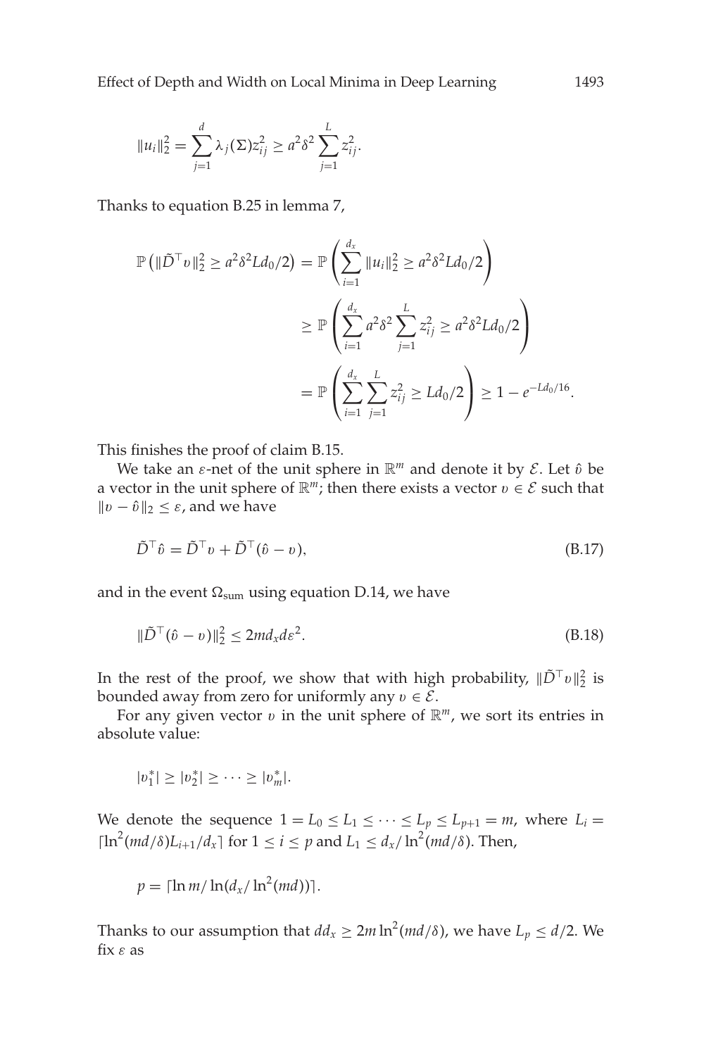$$\|u_i\|_2^2 = \sum_{j=1}^{d} \lambda_j(\Sigma) z_{ij}^2 \geq a^2\delta^2 \sum_{j=1}^{L} z_{ij}^2.$$

Thanks to equation B.25 in lemma 7,

$$\begin{aligned}
\mathbb{P}\left(\|\tilde{D}^\top v\|_2^2 \geq a^2\delta^2 L d_0/2\right) &= \mathbb{P}\left(\sum_{i=1}^{d_x} \|u_i\|_2^2 \geq a^2\delta^2 L d_0/2\right) \\
&\geq \mathbb{P}\left(\sum_{i=1}^{d_x} a^2\delta^2 \sum_{j=1}^{L} z_{ij}^2 \geq a^2\delta^2 L d_0/2\right) \\
&= \mathbb{P}\left(\sum_{i=1}^{d_x}\sum_{j=1}^{L} z_{ij}^2 \geq L d_0/2\right) \geq 1 - e^{-Ld_0/16}.
\end{aligned}$$

This finishes the proof of claim B.15.

We take an $\varepsilon$-net of the unit sphere in $\mathbb{R}^m$ and denote it by $\mathcal{E}$. Let $\hat{v}$ be a vector in the unit sphere of $\mathbb{R}^m$; then there exists a vector $v \in \mathcal{E}$ such that $\|v - \hat{v}\|_2 \leq \varepsilon$, and we have

$$\tilde{D}^\top \hat{v} = \tilde{D}^\top v + \tilde{D}^\top(\hat{v} - v), \tag{B.17}$$

and in the event $\Omega_{\text{sum}}$ using equation D.14, we have

$$\|\tilde{D}^\top(\hat{v} - v)\|_2^2 \leq 2md_x d\varepsilon^2. \tag{B.18}$$

In the rest of the proof, we show that with high probability, $\|\tilde{D}^\top v\|_2^2$ is bounded away from zero for uniformly any $v \in \mathcal{E}$.

For any given vector $v$ in the unit sphere of $\mathbb{R}^m$, we sort its entries in absolute value:

$$|v_1^*| \geq |v_2^*| \geq \cdots \geq |v_m^*|.$$

We denote the sequence $1 = L_0 \leq L_1 \leq \cdots \leq L_p \leq L_{p+1} = m$, where $L_i = \lceil \ln^2(md/\delta) L_{i+1}/d_x \rceil$ for $1 \leq i \leq p$ and $L_1 \leq d_x/\ln^2(md/\delta)$. Then,

$$p = \lceil \ln m / \ln(d_x/\ln^2(md)) \rceil.$$

Thanks to our assumption that $dd_x \geq 2m\ln^2(md/\delta)$, we have $L_p \leq d/2$. We fix $\varepsilon$ as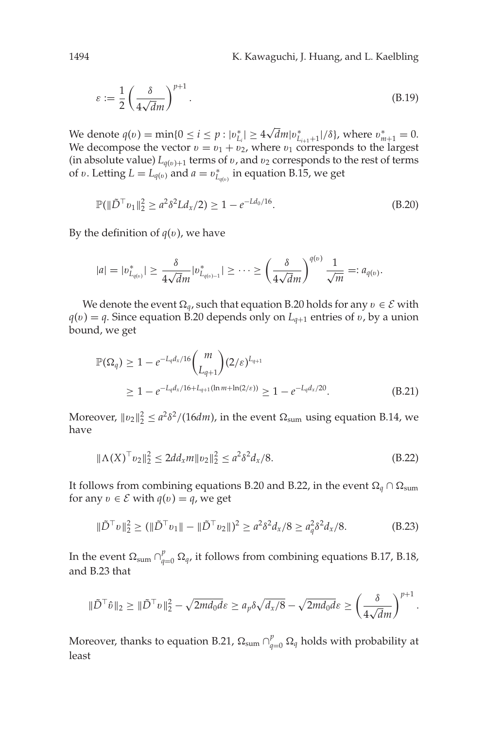$$\varepsilon := \frac{1}{2}\left(\frac{\delta}{4\sqrt{d}m}\right)^{p+1}. \tag{B.19}$$

We denote $q(v) = \min\{0 \le i \le p : |v^*_{L_i}| \ge 4\sqrt{d}m|v^*_{L_{i+1}+1}|/\delta\}$, where $v^*_{m+1} = 0$. We decompose the vector $v = v_1 + v_2$, where $v_1$ corresponds to the largest (in absolute value) $L_{q(v)+1}$ terms of $v$, and $v_2$ corresponds to the rest of terms of $v$. Letting $L = L_{q(v)}$ and $a = v^*_{L_{q(v)}}$ in equation B.15, we get

$$\mathbb{P}(\|\tilde{D}^\top v_1\|_2^2 \ge a^2\delta^2 L d_x/2) \ge 1 - e^{-Ld_0/16}. \tag{B.20}$$

By the definition of $q(v)$, we have

$$|a| = |v^*_{L_{q(v)}}| \ge \frac{\delta}{4\sqrt{d}m}|v^*_{L_{q(v)-1}}| \ge \cdots \ge \left(\frac{\delta}{4\sqrt{d}m}\right)^{q(v)}\frac{1}{\sqrt{m}} =: a_{q(v)}.$$

We denote the event $\Omega_q$, such that equation B.20 holds for any $v \in \mathcal{E}$ with $q(v) = q$. Since equation B.20 depends only on $L_{q+1}$ entries of $v$, by a union bound, we get

$$\begin{aligned}\mathbb{P}(\Omega_q) &\ge 1 - e^{-L_q d_x/16}\binom{m}{L_{q+1}}(2/\varepsilon)^{L_{q+1}} \\ &\ge 1 - e^{-L_q d_x/16 + L_{q+1}(\ln m + \ln(2/\varepsilon))} \ge 1 - e^{-L_q d_x/20}.\end{aligned} \tag{B.21}$$

Moreover, $\|v_2\|_2^2 \le a^2\delta^2/(16dm)$, in the event $\Omega_{\text{sum}}$ using equation B.14, we have

$$\|\Lambda(X)^\top v_2\|_2^2 \le 2dd_x m\|v_2\|_2^2 \le a^2\delta^2 d_x/8. \tag{B.22}$$

It follows from combining equations B.20 and B.22, in the event $\Omega_q \cap \Omega_{\text{sum}}$ for any $v \in \mathcal{E}$ with $q(v) = q$, we get

$$\|\tilde{D}^\top v\|_2^2 \ge (\|\tilde{D}^\top v_1\| - \|\tilde{D}^\top v_2\|)^2 \ge a^2\delta^2 d_x/8 \ge a_q^2\delta^2 d_x/8. \tag{B.23}$$

In the event $\Omega_{\text{sum}} \cap_{q=0}^{p} \Omega_q$, it follows from combining equations B.17, B.18, and B.23 that

$$\|\tilde{D}^\top \hat{v}\|_2 \ge \|\tilde{D}^\top v\|_2^2 - \sqrt{2md_0 d}\varepsilon \ge a_p\delta\sqrt{d_x/8} - \sqrt{2md_0 d}\varepsilon \ge \left(\frac{\delta}{4\sqrt{d}m}\right)^{p+1}.$$

Moreover, thanks to equation B.21, $\Omega_{\text{sum}} \cap_{q=0}^{p} \Omega_q$ holds with probability at least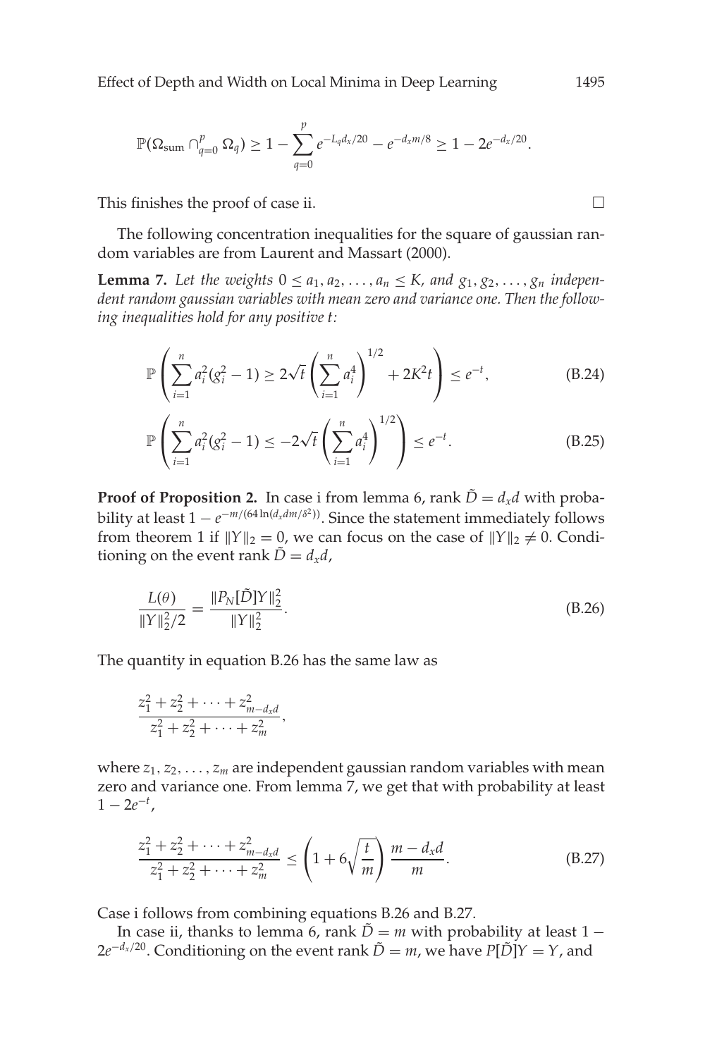$$\mathbb{P}(\Omega_{\text{sum}} \cap_{q=0}^{p} \Omega_q) \geq 1 - \sum_{q=0}^{p} e^{-L_q d_x/20} - e^{-d_x m/8} \geq 1 - 2e^{-d_x/20}.$$

This finishes the proof of case ii. □

The following concentration inequalities for the square of gaussian random variables are from Laurent and Massart (2000).

**Lemma 7.** *Let the weights $0 \leq a_1, a_2, \ldots, a_n \leq K$, and $g_1, g_2, \ldots, g_n$ independent random gaussian variables with mean zero and variance one. Then the following inequalities hold for any positive $t$:*

$$\mathbb{P}\left(\sum_{i=1}^{n} a_i^2 (g_i^2 - 1) \geq 2\sqrt{t}\left(\sum_{i=1}^{n} a_i^4\right)^{1/2} + 2K^2 t\right) \leq e^{-t}, \tag{B.24}$$

$$\mathbb{P}\left(\sum_{i=1}^{n} a_i^2 (g_i^2 - 1) \leq -2\sqrt{t}\left(\sum_{i=1}^{n} a_i^4\right)^{1/2}\right) \leq e^{-t}. \tag{B.25}$$

**Proof of Proposition 2.** In case i from lemma 6, rank $\tilde{D} = d_x d$ with probability at least $1 - e^{-m/(64 \ln(d_x d m/\delta^2))}$. Since the statement immediately follows from theorem 1 if $\|Y\|_2 = 0$, we can focus on the case of $\|Y\|_2 \neq 0$. Conditioning on the event rank $\tilde{D} = d_x d$,

$$\frac{L(\theta)}{\|Y\|_2^2/2} = \frac{\|P_N[\tilde{D}]Y\|_2^2}{\|Y\|_2^2}. \tag{B.26}$$

The quantity in equation B.26 has the same law as

$$\frac{z_1^2 + z_2^2 + \cdots + z_{m-d_x d}^2}{z_1^2 + z_2^2 + \cdots + z_m^2},$$

where $z_1, z_2, \ldots, z_m$ are independent gaussian random variables with mean zero and variance one. From lemma 7, we get that with probability at least $1 - 2e^{-t}$,

$$\frac{z_1^2 + z_2^2 + \cdots + z_{m-d_x d}^2}{z_1^2 + z_2^2 + \cdots + z_m^2} \leq \left(1 + 6\sqrt{\frac{t}{m}}\right) \frac{m - d_x d}{m}. \tag{B.27}$$

Case i follows from combining equations B.26 and B.27.

In case ii, thanks to lemma 6, rank $\tilde{D} = m$ with probability at least $1 - 2e^{-d_x/20}$. Conditioning on the event rank $\tilde{D} = m$, we have $P[\tilde{D}]Y = Y$, and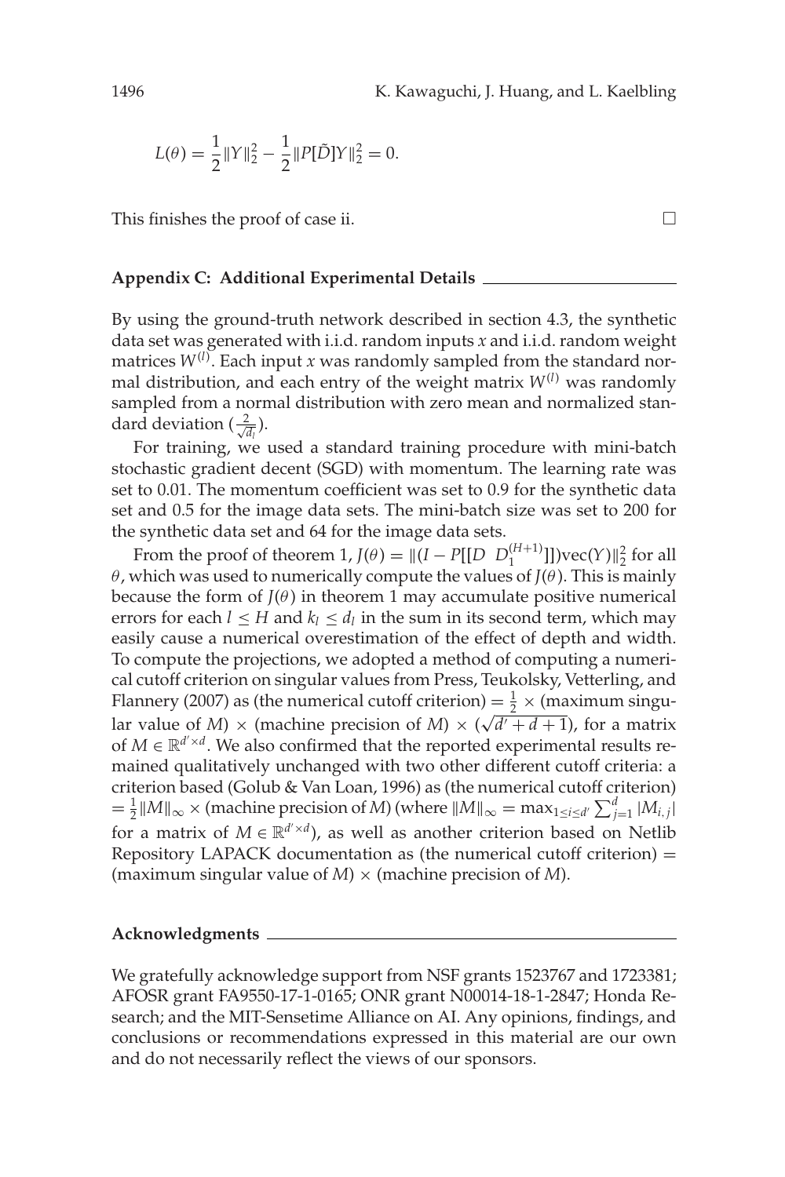$$L(\theta) = \frac{1}{2}\|Y\|_2^2 - \frac{1}{2}\|P[\tilde{D}]Y\|_2^2 = 0.$$

This finishes the proof of case ii. $\square$

## Appendix C: Additional Experimental Details

By using the ground-truth network described in section 4.3, the synthetic data set was generated with i.i.d. random inputs $x$ and i.i.d. random weight matrices $W^{(l)}$. Each input $x$ was randomly sampled from the standard normal distribution, and each entry of the weight matrix $W^{(l)}$ was randomly sampled from a normal distribution with zero mean and normalized standard deviation ($\frac{2}{\sqrt{d_l}}$).

For training, we used a standard training procedure with mini-batch stochastic gradient decent (SGD) with momentum. The learning rate was set to 0.01. The momentum coefficient was set to 0.9 for the synthetic data set and 0.5 for the image data sets. The mini-batch size was set to 200 for the synthetic data set and 64 for the image data sets.

From the proof of theorem 1, $J(\theta) = \|(I - P[[D \;\; D_1^{(H+1)}]])\text{vec}(Y)\|_2^2$ for all $\theta$, which was used to numerically compute the values of $J(\theta)$. This is mainly because the form of $J(\theta)$ in theorem 1 may accumulate positive numerical errors for each $l \leq H$ and $k_l \leq d_l$ in the sum in its second term, which may easily cause a numerical overestimation of the effect of depth and width. To compute the projections, we adopted a method of computing a numerical cutoff criterion on singular values from Press, Teukolsky, Vetterling, and Flannery (2007) as (the numerical cutoff criterion) $= \frac{1}{2} \times$ (maximum singular value of $M$) $\times$ (machine precision of $M$) $\times$ ($\sqrt{d' + d + 1}$), for a matrix of $M \in \mathbb{R}^{d' \times d}$. We also confirmed that the reported experimental results remained qualitatively unchanged with two other different cutoff criteria: a criterion based (Golub & Van Loan, 1996) as (the numerical cutoff criterion) $= \frac{1}{2}\|M\|_\infty \times$ (machine precision of $M$) (where $\|M\|_\infty = \max_{1 \leq i \leq d'} \sum_{j=1}^{d} |M_{i,j}|$ for a matrix of $M \in \mathbb{R}^{d' \times d}$), as well as another criterion based on Netlib Repository LAPACK documentation as (the numerical cutoff criterion) $=$ (maximum singular value of $M$) $\times$ (machine precision of $M$).

## Acknowledgments

We gratefully acknowledge support from NSF grants 1523767 and 1723381; AFOSR grant FA9550-17-1-0165; ONR grant N00014-18-1-2847; Honda Research; and the MIT-Sensetime Alliance on AI. Any opinions, findings, and conclusions or recommendations expressed in this material are our own and do not necessarily reflect the views of our sponsors.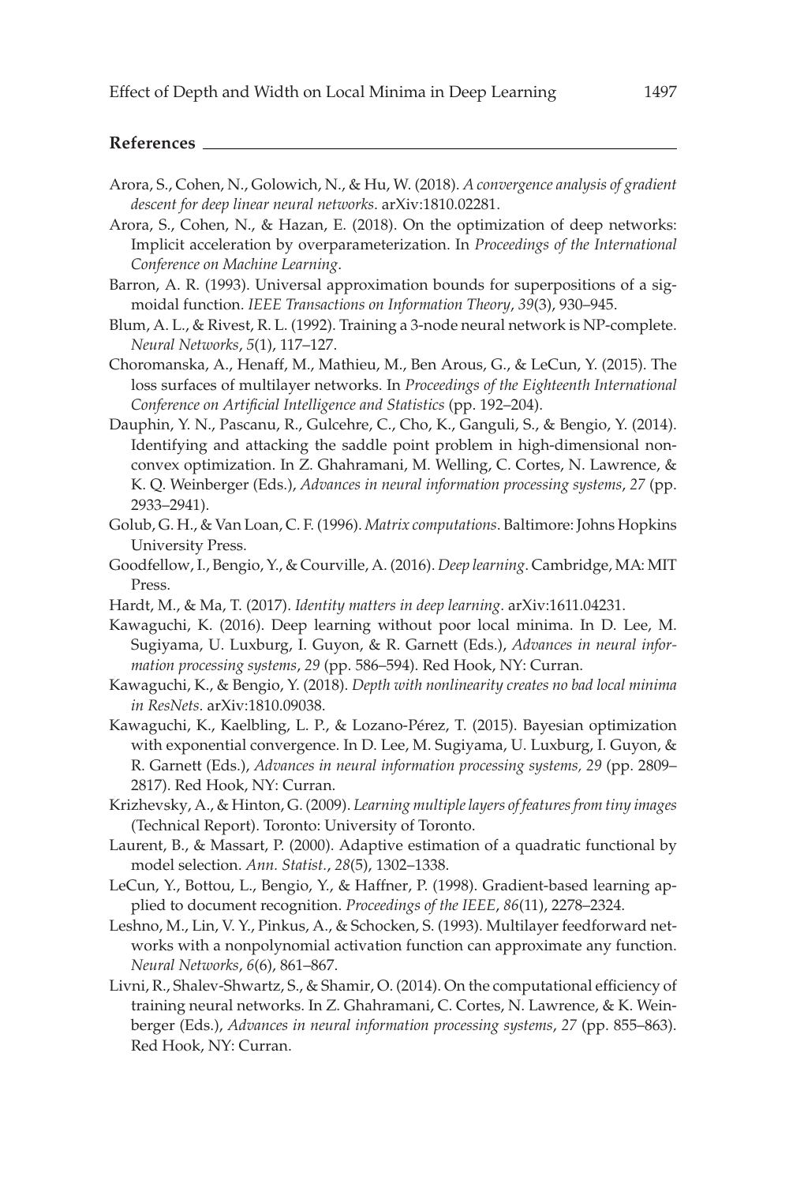## References

Arora, S., Cohen, N., Golowich, N., & Hu, W. (2018). *A convergence analysis of gradient descent for deep linear neural networks*. arXiv:1810.02281.

Arora, S., Cohen, N., & Hazan, E. (2018). On the optimization of deep networks: Implicit acceleration by overparameterization. In *Proceedings of the International Conference on Machine Learning*.

Barron, A. R. (1993). Universal approximation bounds for superpositions of a sigmoidal function. *IEEE Transactions on Information Theory*, *39*(3), 930–945.

Blum, A. L., & Rivest, R. L. (1992). Training a 3-node neural network is NP-complete. *Neural Networks*, *5*(1), 117–127.

Choromanska, A., Henaff, M., Mathieu, M., Ben Arous, G., & LeCun, Y. (2015). The loss surfaces of multilayer networks. In *Proceedings of the Eighteenth International Conference on Artificial Intelligence and Statistics* (pp. 192–204).

Dauphin, Y. N., Pascanu, R., Gulcehre, C., Cho, K., Ganguli, S., & Bengio, Y. (2014). Identifying and attacking the saddle point problem in high-dimensional nonconvex optimization. In Z. Ghahramani, M. Welling, C. Cortes, N. Lawrence, & K. Q. Weinberger (Eds.), *Advances in neural information processing systems*, *27* (pp. 2933–2941).

Golub, G. H., & Van Loan, C. F. (1996). *Matrix computations*. Baltimore: Johns Hopkins University Press.

Goodfellow, I., Bengio, Y., & Courville, A. (2016). *Deep learning*. Cambridge, MA: MIT Press.

Hardt, M., & Ma, T. (2017). *Identity matters in deep learning*. arXiv:1611.04231.

Kawaguchi, K. (2016). Deep learning without poor local minima. In D. Lee, M. Sugiyama, U. Luxburg, I. Guyon, & R. Garnett (Eds.), *Advances in neural information processing systems*, *29* (pp. 586–594). Red Hook, NY: Curran.

Kawaguchi, K., & Bengio, Y. (2018). *Depth with nonlinearity creates no bad local minima in ResNets*. arXiv:1810.09038.

Kawaguchi, K., Kaelbling, L. P., & Lozano-Pérez, T. (2015). Bayesian optimization with exponential convergence. In D. Lee, M. Sugiyama, U. Luxburg, I. Guyon, & R. Garnett (Eds.), *Advances in neural information processing systems, 29* (pp. 2809–2817). Red Hook, NY: Curran.

Krizhevsky, A., & Hinton, G. (2009). *Learning multiple layers of features from tiny images* (Technical Report). Toronto: University of Toronto.

Laurent, B., & Massart, P. (2000). Adaptive estimation of a quadratic functional by model selection. *Ann. Statist.*, *28*(5), 1302–1338.

LeCun, Y., Bottou, L., Bengio, Y., & Haffner, P. (1998). Gradient-based learning applied to document recognition. *Proceedings of the IEEE*, *86*(11), 2278–2324.

Leshno, M., Lin, V. Y., Pinkus, A., & Schocken, S. (1993). Multilayer feedforward networks with a nonpolynomial activation function can approximate any function. *Neural Networks*, *6*(6), 861–867.

Livni, R., Shalev-Shwartz, S., & Shamir, O. (2014). On the computational efficiency of training neural networks. In Z. Ghahramani, C. Cortes, N. Lawrence, & K. Weinberger (Eds.), *Advances in neural information processing systems*, *27* (pp. 855–863). Red Hook, NY: Curran.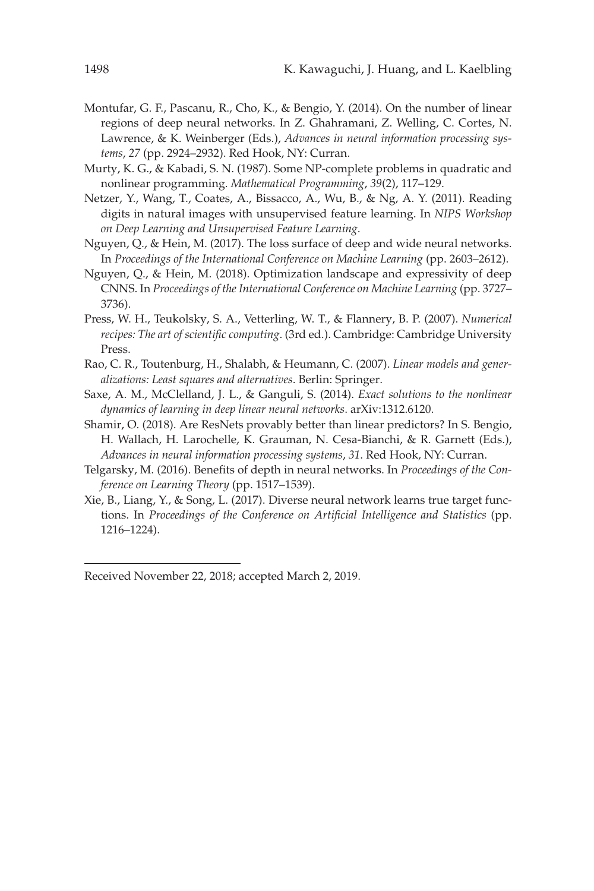Montufar, G. F., Pascanu, R., Cho, K., & Bengio, Y. (2014). On the number of linear regions of deep neural networks. In Z. Ghahramani, Z. Welling, C. Cortes, N. Lawrence, & K. Weinberger (Eds.), *Advances in neural information processing systems*, *27* (pp. 2924–2932). Red Hook, NY: Curran.

Murty, K. G., & Kabadi, S. N. (1987). Some NP-complete problems in quadratic and nonlinear programming. *Mathematical Programming*, *39*(2), 117–129.

Netzer, Y., Wang, T., Coates, A., Bissacco, A., Wu, B., & Ng, A. Y. (2011). Reading digits in natural images with unsupervised feature learning. In *NIPS Workshop on Deep Learning and Unsupervised Feature Learning*.

Nguyen, Q., & Hein, M. (2017). The loss surface of deep and wide neural networks. In *Proceedings of the International Conference on Machine Learning* (pp. 2603–2612).

Nguyen, Q., & Hein, M. (2018). Optimization landscape and expressivity of deep CNNS. In *Proceedings of the International Conference on Machine Learning* (pp. 3727–3736).

Press, W. H., Teukolsky, S. A., Vetterling, W. T., & Flannery, B. P. (2007). *Numerical recipes: The art of scientific computing*. (3rd ed.). Cambridge: Cambridge University Press.

Rao, C. R., Toutenburg, H., Shalabh, & Heumann, C. (2007). *Linear models and generalizations: Least squares and alternatives*. Berlin: Springer.

Saxe, A. M., McClelland, J. L., & Ganguli, S. (2014). *Exact solutions to the nonlinear dynamics of learning in deep linear neural networks*. arXiv:1312.6120.

Shamir, O. (2018). Are ResNets provably better than linear predictors? In S. Bengio, H. Wallach, H. Larochelle, K. Grauman, N. Cesa-Bianchi, & R. Garnett (Eds.), *Advances in neural information processing systems*, *31*. Red Hook, NY: Curran.

Telgarsky, M. (2016). Benefits of depth in neural networks. In *Proceedings of the Conference on Learning Theory* (pp. 1517–1539).

Xie, B., Liang, Y., & Song, L. (2017). Diverse neural network learns true target functions. In *Proceedings of the Conference on Artificial Intelligence and Statistics* (pp. 1216–1224).

---

Received November 22, 2018; accepted March 2, 2019.